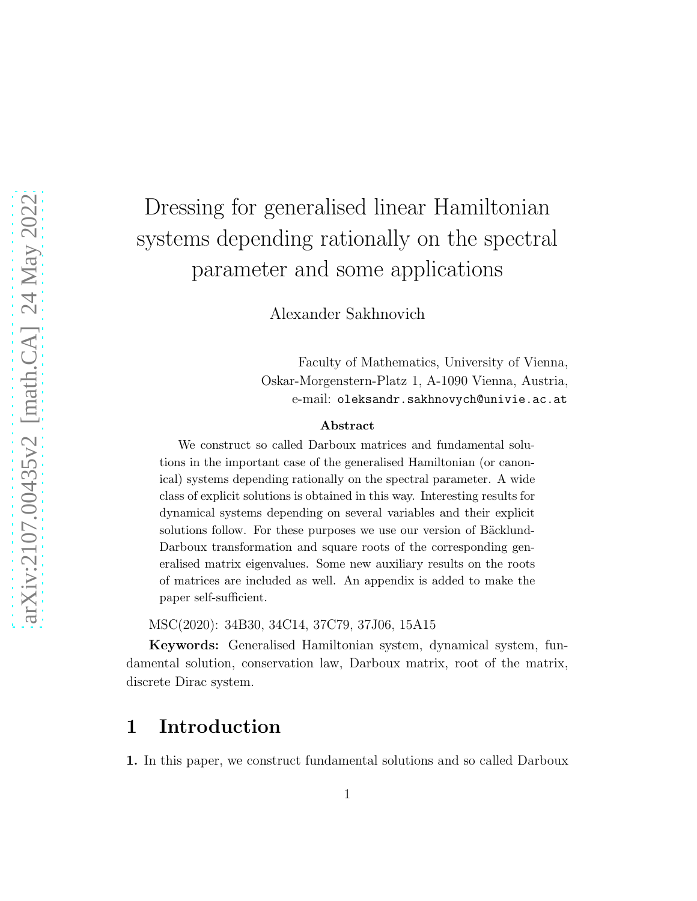# Dressing for generalised linear Hamiltonian systems depending rationally on the spectral parameter and some applications

Alexander Sakhnovich

Faculty of Mathematics, University of Vienna,
Oskar-Morgenstern-Platz 1, A-1090 Vienna, Austria,
e-mail: oleksandr.sakhnovych@univie.ac.at

**Abstract**

We construct so called Darboux matrices and fundamental solutions in the important case of the generalised Hamiltonian (or canonical) systems depending rationally on the spectral parameter. A wide class of explicit solutions is obtained in this way. Interesting results for dynamical systems depending on several variables and their explicit solutions follow. For these purposes we use our version of Bäcklund-Darboux transformation and square roots of the corresponding generalised matrix eigenvalues. Some new auxiliary results on the roots of matrices are included as well. An appendix is added to make the paper self-sufficient.

MSC(2020): 34B30, 34C14, 37C79, 37J06, 15A15

**Keywords:** Generalised Hamiltonian system, dynamical system, fundamental solution, conservation law, Darboux matrix, root of the matrix, discrete Dirac system.

## 1 Introduction

**1.** In this paper, we construct fundamental solutions and so called Darboux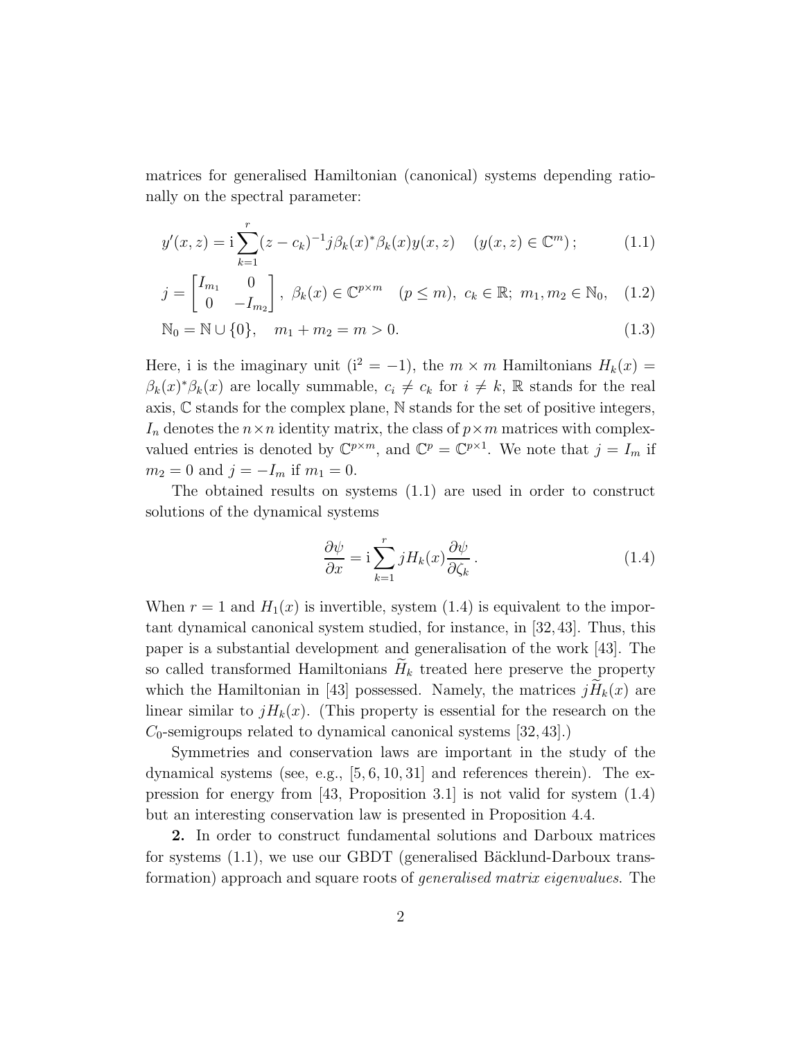matrices for generalised Hamiltonian (canonical) systems depending rationally on the spectral parameter:

$$y'(x,z) = \mathrm{i}\sum_{k=1}^{r}(z-c_k)^{-1}j\beta_k(x)^*\beta_k(x)y(x,z) \quad (y(x,z)\in\mathbb{C}^m)\,; \tag{1.1}$$

$$j = \begin{bmatrix} I_{m_1} & 0 \\ 0 & -I_{m_2}\end{bmatrix},\ \beta_k(x)\in\mathbb{C}^{p\times m} \quad (p\leq m),\ c_k\in\mathbb{R};\ m_1, m_2\in\mathbb{N}_0, \tag{1.2}$$

$$\mathbb{N}_0 = \mathbb{N}\cup\{0\}, \quad m_1+m_2 = m > 0. \tag{1.3}$$

Here, i is the imaginary unit ($\mathrm{i}^2=-1$), the $m\times m$ Hamiltonians $H_k(x) = \beta_k(x)^*\beta_k(x)$ are locally summable, $c_i\neq c_k$ for $i\neq k$, $\mathbb{R}$ stands for the real axis, $\mathbb{C}$ stands for the complex plane, $\mathbb{N}$ stands for the set of positive integers, $I_n$ denotes the $n\times n$ identity matrix, the class of $p\times m$ matrices with complex-valued entries is denoted by $\mathbb{C}^{p\times m}$, and $\mathbb{C}^p = \mathbb{C}^{p\times 1}$. We note that $j=I_m$ if $m_2=0$ and $j=-I_m$ if $m_1=0$.

The obtained results on systems (1.1) are used in order to construct solutions of the dynamical systems

$$\frac{\partial\psi}{\partial x} = \mathrm{i}\sum_{k=1}^{r} jH_k(x)\frac{\partial\psi}{\partial\zeta_k}\,. \tag{1.4}$$

When $r=1$ and $H_1(x)$ is invertible, system (1.4) is equivalent to the important dynamical canonical system studied, for instance, in [32, 43]. Thus, this paper is a substantial development and generalisation of the work [43]. The so called transformed Hamiltonians $\widetilde{H}_k$ treated here preserve the property which the Hamiltonian in [43] possessed. Namely, the matrices $j\widetilde{H}_k(x)$ are linear similar to $jH_k(x)$. (This property is essential for the research on the $C_0$-semigroups related to dynamical canonical systems [32, 43].)

Symmetries and conservation laws are important in the study of the dynamical systems (see, e.g., [5, 6, 10, 31] and references therein). The expression for energy from [43, Proposition 3.1] is not valid for system (1.4) but an interesting conservation law is presented in Proposition 4.4.

**2.** In order to construct fundamental solutions and Darboux matrices for systems (1.1), we use our GBDT (generalised Bäcklund-Darboux transformation) approach and square roots of *generalised matrix eigenvalues*. The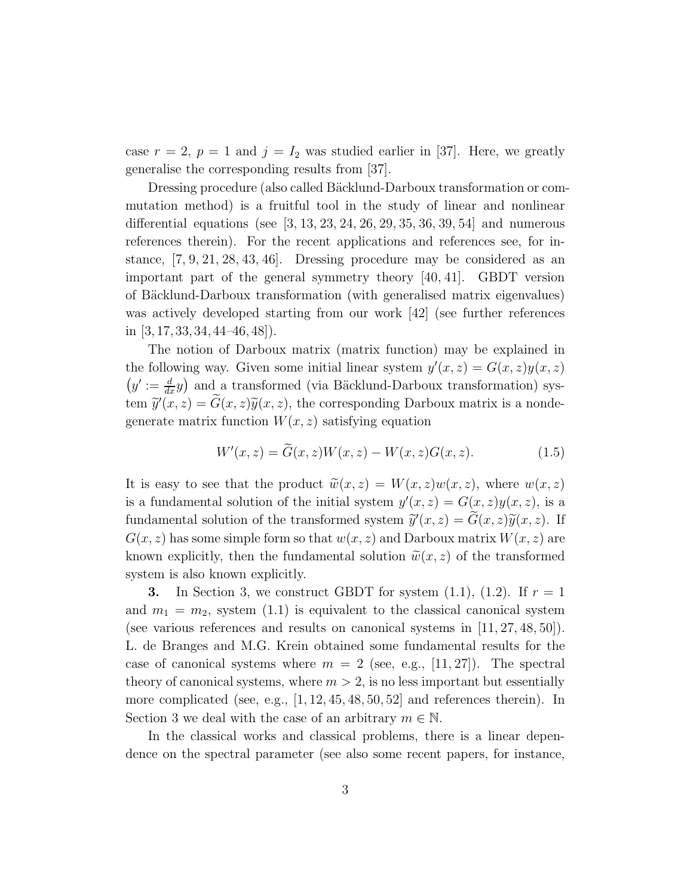case $r = 2$, $p = 1$ and $j = I_2$ was studied earlier in [37]. Here, we greatly generalise the corresponding results from [37].

Dressing procedure (also called Bäcklund-Darboux transformation or commutation method) is a fruitful tool in the study of linear and nonlinear differential equations (see [3, 13, 23, 24, 26, 29, 35, 36, 39, 54] and numerous references therein). For the recent applications and references see, for instance, [7, 9, 21, 28, 43, 46]. Dressing procedure may be considered as an important part of the general symmetry theory [40, 41]. GBDT version of Bäcklund-Darboux transformation (with generalised matrix eigenvalues) was actively developed starting from our work [42] (see further references in [3, 17, 33, 34, 44–46, 48]).

The notion of Darboux matrix (matrix function) may be explained in the following way. Given some initial linear system $y'(x,z) = G(x,z)y(x,z)$ $\big(y' := \frac{d}{dx}y\big)$ and a transformed (via Bäcklund-Darboux transformation) system $\widetilde{y}'(x,z) = \widetilde{G}(x,z)\widetilde{y}(x,z)$, the corresponding Darboux matrix is a nondegenerate matrix function $W(x,z)$ satisfying equation

$$W'(x,z) = \widetilde{G}(x,z)W(x,z) - W(x,z)G(x,z). \tag{1.5}$$

It is easy to see that the product $\widetilde{w}(x,z) = W(x,z)w(x,z)$, where $w(x,z)$ is a fundamental solution of the initial system $y'(x,z) = G(x,z)y(x,z)$, is a fundamental solution of the transformed system $\widetilde{y}'(x,z) = \widetilde{G}(x,z)\widetilde{y}(x,z)$. If $G(x,z)$ has some simple form so that $w(x,z)$ and Darboux matrix $W(x,z)$ are known explicitly, then the fundamental solution $\widetilde{w}(x,z)$ of the transformed system is also known explicitly.

**3.** In Section 3, we construct GBDT for system (1.1), (1.2). If $r = 1$ and $m_1 = m_2$, system (1.1) is equivalent to the classical canonical system (see various references and results on canonical systems in [11, 27, 48, 50]). L. de Branges and M.G. Krein obtained some fundamental results for the case of canonical systems where $m = 2$ (see, e.g., [11, 27]). The spectral theory of canonical systems, where $m > 2$, is no less important but essentially more complicated (see, e.g., [1, 12, 45, 48, 50, 52] and references therein). In Section 3 we deal with the case of an arbitrary $m \in \mathbb{N}$.

In the classical works and classical problems, there is a linear dependence on the spectral parameter (see also some recent papers, for instance,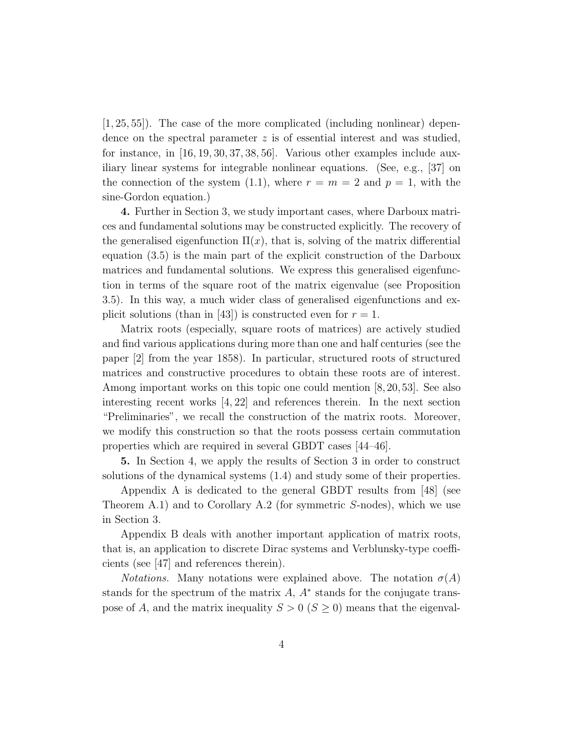[1, 25, 55]). The case of the more complicated (including nonlinear) dependence on the spectral parameter $z$ is of essential interest and was studied, for instance, in [16, 19, 30, 37, 38, 56]. Various other examples include auxiliary linear systems for integrable nonlinear equations. (See, e.g., [37] on the connection of the system (1.1), where $r = m = 2$ and $p = 1$, with the sine-Gordon equation.)

**4.** Further in Section 3, we study important cases, where Darboux matrices and fundamental solutions may be constructed explicitly. The recovery of the generalised eigenfunction $\Pi(x)$, that is, solving of the matrix differential equation (3.5) is the main part of the explicit construction of the Darboux matrices and fundamental solutions. We express this generalised eigenfunction in terms of the square root of the matrix eigenvalue (see Proposition 3.5). In this way, a much wider class of generalised eigenfunctions and explicit solutions (than in [43]) is constructed even for $r = 1$.

Matrix roots (especially, square roots of matrices) are actively studied and find various applications during more than one and half centuries (see the paper [2] from the year 1858). In particular, structured roots of structured matrices and constructive procedures to obtain these roots are of interest. Among important works on this topic one could mention [8, 20, 53]. See also interesting recent works [4, 22] and references therein. In the next section "Preliminaries", we recall the construction of the matrix roots. Moreover, we modify this construction so that the roots possess certain commutation properties which are required in several GBDT cases [44–46].

**5.** In Section 4, we apply the results of Section 3 in order to construct solutions of the dynamical systems (1.4) and study some of their properties.

Appendix A is dedicated to the general GBDT results from [48] (see Theorem A.1) and to Corollary A.2 (for symmetric $S$-nodes), which we use in Section 3.

Appendix B deals with another important application of matrix roots, that is, an application to discrete Dirac systems and Verblunsky-type coefficients (see [47] and references therein).

*Notations.* Many notations were explained above. The notation $\sigma(A)$ stands for the spectrum of the matrix $A$, $A^*$ stands for the conjugate transpose of $A$, and the matrix inequality $S > 0$ ($S \geq 0$) means that the eigenval-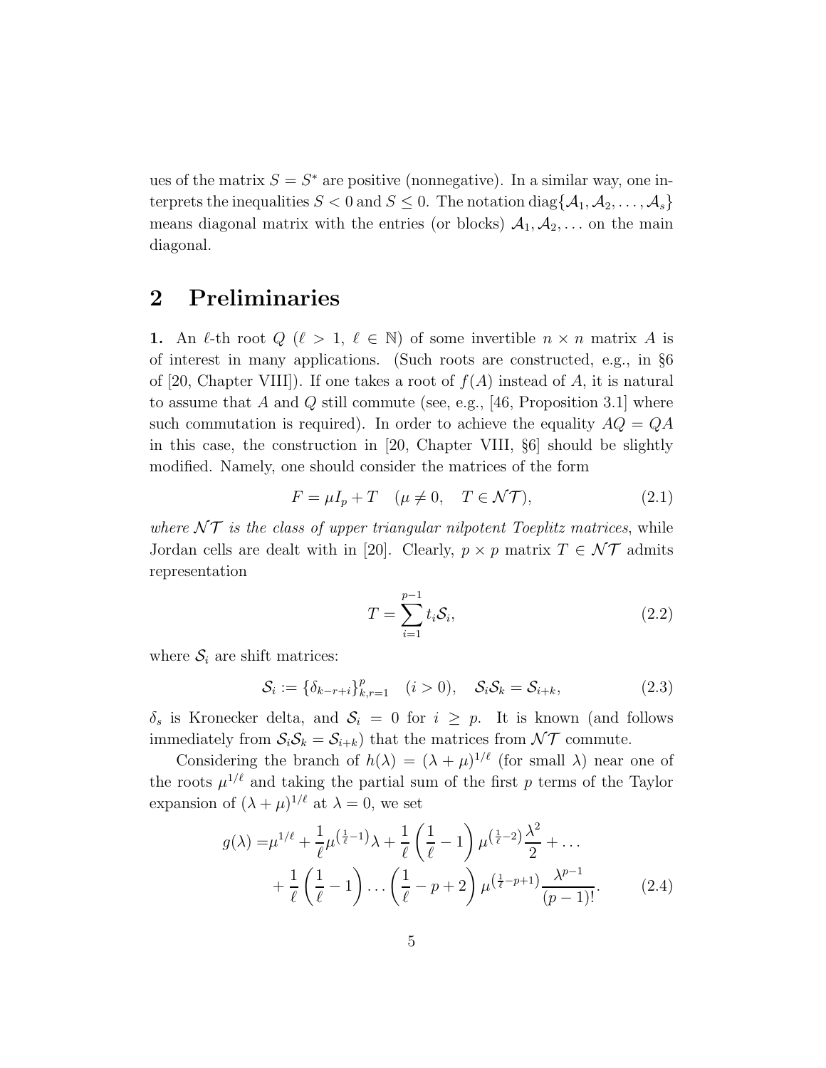ues of the matrix $S = S^*$ are positive (nonnegative). In a similar way, one interprets the inequalities $S < 0$ and $S \leq 0$. The notation $\mathrm{diag}\{\mathcal{A}_1, \mathcal{A}_2, \dots, \mathcal{A}_s\}$ means diagonal matrix with the entries (or blocks) $\mathcal{A}_1, \mathcal{A}_2, \dots$ on the main diagonal.

## 2 Preliminaries

**1.** An $\ell$-th root $Q$ ($\ell > 1$, $\ell \in \mathbb{N}$) of some invertible $n \times n$ matrix $A$ is of interest in many applications. (Such roots are constructed, e.g., in §6 of [20, Chapter VIII]). If one takes a root of $f(A)$ instead of $A$, it is natural to assume that $A$ and $Q$ still commute (see, e.g., [46, Proposition 3.1] where such commutation is required). In order to achieve the equality $AQ = QA$ in this case, the construction in [20, Chapter VIII, §6] should be slightly modified. Namely, one should consider the matrices of the form

$$F = \mu I_p + T \quad (\mu \neq 0, \quad T \in \mathcal{NT}), \tag{2.1}$$

*where $\mathcal{NT}$ is the class of upper triangular nilpotent Toeplitz matrices*, while Jordan cells are dealt with in [20]. Clearly, $p \times p$ matrix $T \in \mathcal{NT}$ admits representation

$$T = \sum_{i=1}^{p-1} t_i \mathcal{S}_i, \tag{2.2}$$

where $\mathcal{S}_i$ are shift matrices:

$$\mathcal{S}_i := \{\delta_{k-r+i}\}_{k,r=1}^{p} \quad (i > 0), \quad \mathcal{S}_i \mathcal{S}_k = \mathcal{S}_{i+k}, \tag{2.3}$$

$\delta_s$ is Kronecker delta, and $\mathcal{S}_i = 0$ for $i \geq p$. It is known (and follows immediately from $\mathcal{S}_i \mathcal{S}_k = \mathcal{S}_{i+k}$) that the matrices from $\mathcal{NT}$ commute.

Considering the branch of $h(\lambda) = (\lambda + \mu)^{1/\ell}$ (for small $\lambda$) near one of the roots $\mu^{1/\ell}$ and taking the partial sum of the first $p$ terms of the Taylor expansion of $(\lambda + \mu)^{1/\ell}$ at $\lambda = 0$, we set

$$\begin{aligned} g(\lambda) = & \mu^{1/\ell} + \frac{1}{\ell} \mu^{\left(\frac{1}{\ell} - 1\right)} \lambda + \frac{1}{\ell} \left( \frac{1}{\ell} - 1 \right) \mu^{\left(\frac{1}{\ell} - 2\right)} \frac{\lambda^2}{2} + \dots \\ & + \frac{1}{\ell} \left( \frac{1}{\ell} - 1 \right) \dots \left( \frac{1}{\ell} - p + 2 \right) \mu^{\left(\frac{1}{\ell} - p + 1\right)} \frac{\lambda^{p-1}}{(p-1)!}. \end{aligned} \tag{2.4}$$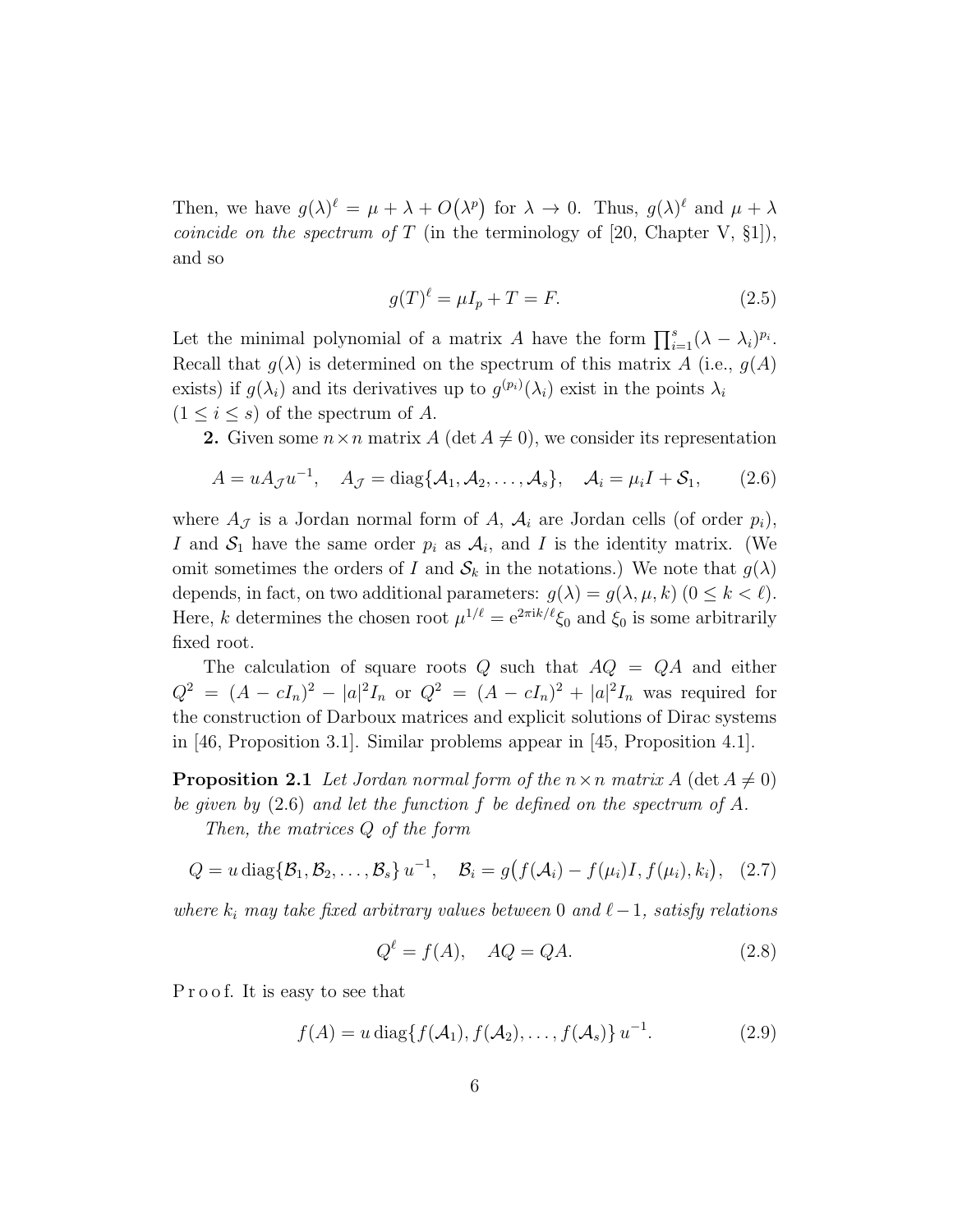Then, we have $g(\lambda)^\ell = \mu + \lambda + O\big(\lambda^p\big)$ for $\lambda \to 0$. Thus, $g(\lambda)^\ell$ and $\mu + \lambda$ *coincide on the spectrum of* $T$ (in the terminology of [20, Chapter V, §1]), and so

$$g(T)^\ell = \mu I_p + T = F. \tag{2.5}$$

Let the minimal polynomial of a matrix $A$ have the form $\prod_{i=1}^s (\lambda - \lambda_i)^{p_i}$. Recall that $g(\lambda)$ is determined on the spectrum of this matrix $A$ (i.e., $g(A)$ exists) if $g(\lambda_i)$ and its derivatives up to $g^{(p_i)}(\lambda_i)$ exist in the points $\lambda_i$ $(1 \leq i \leq s)$ of the spectrum of $A$.

**2.** Given some $n \times n$ matrix $A$ ($\det A \neq 0$), we consider its representation

$$A = uA_{\mathcal{J}}u^{-1}, \quad A_{\mathcal{J}} = \mathrm{diag}\{\mathcal{A}_1, \mathcal{A}_2, \ldots, \mathcal{A}_s\}, \quad \mathcal{A}_i = \mu_i I + \mathcal{S}_1, \tag{2.6}$$

where $A_{\mathcal{J}}$ is a Jordan normal form of $A$, $\mathcal{A}_i$ are Jordan cells (of order $p_i$), $I$ and $\mathcal{S}_1$ have the same order $p_i$ as $\mathcal{A}_i$, and $I$ is the identity matrix. (We omit sometimes the orders of $I$ and $\mathcal{S}_k$ in the notations.) We note that $g(\lambda)$ depends, in fact, on two additional parameters: $g(\lambda) = g(\lambda, \mu, k)$ $(0 \leq k < \ell)$. Here, $k$ determines the chosen root $\mu^{1/\ell} = \mathrm{e}^{2\pi \mathrm{i} k/\ell}\xi_0$ and $\xi_0$ is some arbitrarily fixed root.

The calculation of square roots $Q$ such that $AQ = QA$ and either $Q^2 = (A - cI_n)^2 - |a|^2 I_n$ or $Q^2 = (A - cI_n)^2 + |a|^2 I_n$ was required for the construction of Darboux matrices and explicit solutions of Dirac systems in [46, Proposition 3.1]. Similar problems appear in [45, Proposition 4.1].

**Proposition 2.1** *Let Jordan normal form of the $n \times n$ matrix $A$ ($\det A \neq 0$) be given by* (2.6) *and let the function $f$ be defined on the spectrum of $A$.*

*Then, the matrices $Q$ of the form*

$$Q = u\,\mathrm{diag}\{\mathcal{B}_1, \mathcal{B}_2, \ldots, \mathcal{B}_s\}\,u^{-1}, \quad \mathcal{B}_i = g\big(f(\mathcal{A}_i) - f(\mu_i)I, f(\mu_i), k_i\big), \tag{2.7}$$

*where $k_i$ may take fixed arbitrary values between $0$ and $\ell - 1$, satisfy relations*

$$Q^\ell = f(A), \quad AQ = QA. \tag{2.8}$$

P r o o f. It is easy to see that

$$f(A) = u\,\mathrm{diag}\{f(\mathcal{A}_1), f(\mathcal{A}_2), \ldots, f(\mathcal{A}_s)\}\,u^{-1}. \tag{2.9}$$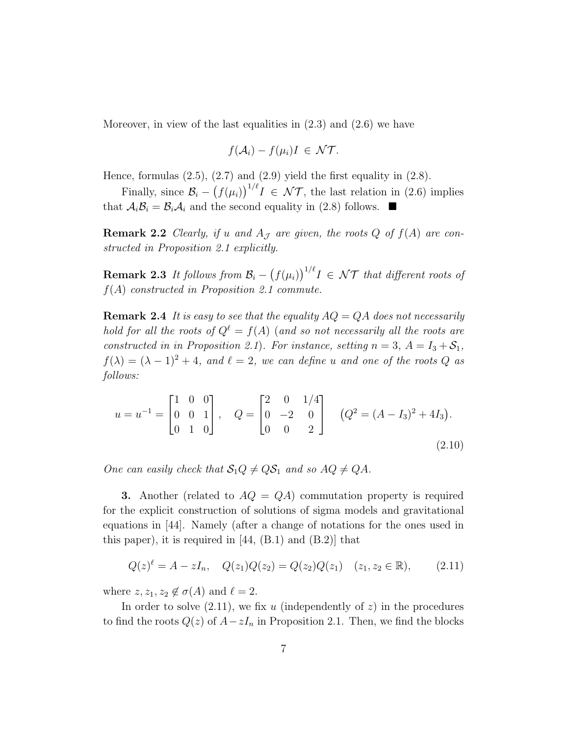Moreover, in view of the last equalities in (2.3) and (2.6) we have

$$f(\mathcal{A}_i) - f(\mu_i)I \in \mathcal{NT}.$$

Hence, formulas (2.5), (2.7) and (2.9) yield the first equality in (2.8).

Finally, since $\mathcal{B}_i - \big(f(\mu_i)\big)^{1/\ell} I \in \mathcal{NT}$, the last relation in (2.6) implies that $\mathcal{A}_i\mathcal{B}_i = \mathcal{B}_i\mathcal{A}_i$ and the second equality in (2.8) follows. ■

**Remark 2.2** *Clearly, if $u$ and $A_{\mathcal{J}}$ are given, the roots $Q$ of $f(A)$ are constructed in Proposition 2.1 explicitly.*

**Remark 2.3** *It follows from $\mathcal{B}_i - \big(f(\mu_i)\big)^{1/\ell} I \in \mathcal{NT}$ that different roots of $f(A)$ constructed in Proposition 2.1 commute.*

**Remark 2.4** *It is easy to see that the equality $AQ = QA$ does not necessarily hold for all the roots of $Q^\ell = f(A)$ (and so not necessarily all the roots are constructed in in Proposition 2.1). For instance, setting $n = 3$, $A = I_3 + \mathcal{S}_1$, $f(\lambda) = (\lambda - 1)^2 + 4$, and $\ell = 2$, we can define $u$ and one of the roots $Q$ as follows:*

$$u = u^{-1} = \begin{bmatrix} 1 & 0 & 0 \\ 0 & 0 & 1 \\ 0 & 1 & 0 \end{bmatrix}, \quad Q = \begin{bmatrix} 2 & 0 & 1/4 \\ 0 & -2 & 0 \\ 0 & 0 & 2 \end{bmatrix} \quad \big(Q^2 = (A - I_3)^2 + 4I_3\big). \tag{2.10}$$

*One can easily check that $\mathcal{S}_1 Q \neq Q\mathcal{S}_1$ and so $AQ \neq QA$.*

**3.** Another (related to $AQ = QA$) commutation property is required for the explicit construction of solutions of sigma models and gravitational equations in [44]. Namely (after a change of notations for the ones used in this paper), it is required in [44, (B.1) and (B.2)] that

$$Q(z)^\ell = A - zI_n, \quad Q(z_1)Q(z_2) = Q(z_2)Q(z_1) \quad (z_1, z_2 \in \mathbb{R}), \tag{2.11}$$

where $z, z_1, z_2 \notin \sigma(A)$ and $\ell = 2$.

In order to solve (2.11), we fix $u$ (independently of $z$) in the procedures to find the roots $Q(z)$ of $A - zI_n$ in Proposition 2.1. Then, we find the blocks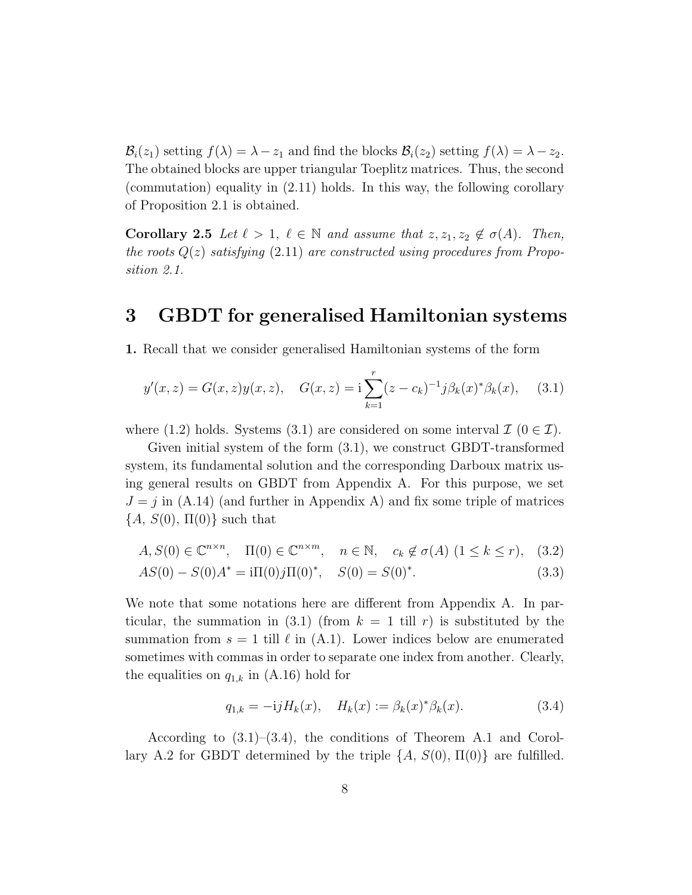$\mathcal{B}_i(z_1)$ setting $f(\lambda) = \lambda - z_1$ and find the blocks $\mathcal{B}_i(z_2)$ setting $f(\lambda) = \lambda - z_2$. The obtained blocks are upper triangular Toeplitz matrices. Thus, the second (commutation) equality in (2.11) holds. In this way, the following corollary of Proposition 2.1 is obtained.

**Corollary 2.5** *Let $\ell > 1$, $\ell \in \mathbb{N}$ and assume that $z, z_1, z_2 \notin \sigma(A)$. Then, the roots $Q(z)$ satisfying* (2.11) *are constructed using procedures from Proposition 2.1.*

# 3 GBDT for generalised Hamiltonian systems

**1.** Recall that we consider generalised Hamiltonian systems of the form

$$y'(x,z) = G(x,z)y(x,z), \quad G(x,z) = \mathrm{i}\sum_{k=1}^{r}(z-c_k)^{-1}j\beta_k(x)^*\beta_k(x), \qquad (3.1)$$

where (1.2) holds. Systems (3.1) are considered on some interval $\mathcal{I}$ ($0 \in \mathcal{I}$).

Given initial system of the form (3.1), we construct GBDT-transformed system, its fundamental solution and the corresponding Darboux matrix using general results on GBDT from Appendix A. For this purpose, we set $J = j$ in (A.14) (and further in Appendix A) and fix some triple of matrices $\{A,\, S(0),\, \Pi(0)\}$ such that

$$A, S(0) \in \mathbb{C}^{n\times n}, \quad \Pi(0) \in \mathbb{C}^{n\times m}, \quad n \in \mathbb{N}, \quad c_k \notin \sigma(A)\ (1 \leq k \leq r), \qquad (3.2)$$

$$AS(0) - S(0)A^* = \mathrm{i}\Pi(0)j\Pi(0)^*, \quad S(0) = S(0)^*. \qquad (3.3)$$

We note that some notations here are different from Appendix A. In particular, the summation in (3.1) (from $k = 1$ till $r$) is substituted by the summation from $s = 1$ till $\ell$ in (A.1). Lower indices below are enumerated sometimes with commas in order to separate one index from another. Clearly, the equalities on $q_{1,k}$ in (A.16) hold for

$$q_{1,k} = -\mathrm{i}jH_k(x), \quad H_k(x) := \beta_k(x)^*\beta_k(x). \qquad (3.4)$$

According to (3.1)–(3.4), the conditions of Theorem A.1 and Corollary A.2 for GBDT determined by the triple $\{A,\, S(0),\, \Pi(0)\}$ are fulfilled.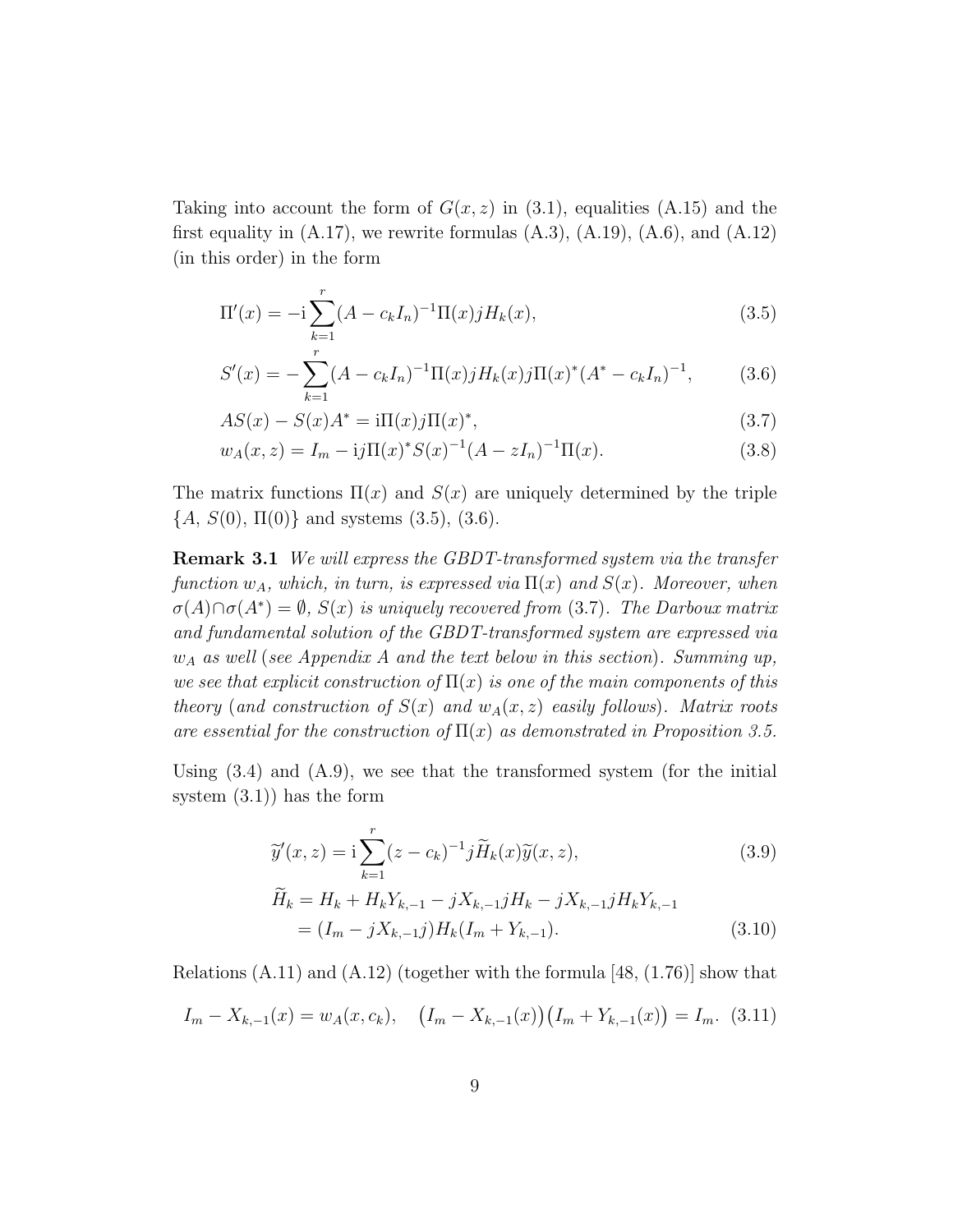Taking into account the form of $G(x, z)$ in (3.1), equalities (A.15) and the first equality in (A.17), we rewrite formulas (A.3), (A.19), (A.6), and (A.12) (in this order) in the form

$$\Pi'(x) = -\mathrm{i}\sum_{k=1}^{r}(A - c_k I_n)^{-1}\Pi(x)jH_k(x), \tag{3.5}$$

$$S'(x) = -\sum_{k=1}^{r}(A - c_k I_n)^{-1}\Pi(x)jH_k(x)j\Pi(x)^*(A^* - c_k I_n)^{-1}, \tag{3.6}$$

$$AS(x) - S(x)A^* = \mathrm{i}\Pi(x)j\Pi(x)^*, \tag{3.7}$$

$$w_A(x, z) = I_m - \mathrm{i}j\Pi(x)^*S(x)^{-1}(A - zI_n)^{-1}\Pi(x). \tag{3.8}$$

The matrix functions $\Pi(x)$ and $S(x)$ are uniquely determined by the triple $\{A,\, S(0),\, \Pi(0)\}$ and systems (3.5), (3.6).

**Remark 3.1** *We will express the GBDT-transformed system via the transfer function $w_A$, which, in turn, is expressed via $\Pi(x)$ and $S(x)$. Moreover, when $\sigma(A)\cap\sigma(A^*) = \emptyset$, $S(x)$ is uniquely recovered from* (3.7)*. The Darboux matrix and fundamental solution of the GBDT-transformed system are expressed via $w_A$ as well* (*see Appendix A and the text below in this section*)*. Summing up, we see that explicit construction of $\Pi(x)$ is one of the main components of this theory* (*and construction of $S(x)$ and $w_A(x, z)$ easily follows*)*. Matrix roots are essential for the construction of $\Pi(x)$ as demonstrated in Proposition 3.5.*

Using (3.4) and (A.9), we see that the transformed system (for the initial system (3.1)) has the form

$$\widetilde{y}'(x, z) = \mathrm{i}\sum_{k=1}^{r}(z - c_k)^{-1}j\widetilde{H}_k(x)\widetilde{y}(x, z), \tag{3.9}$$

$$\begin{aligned}\widetilde{H}_k &= H_k + H_kY_{k,-1} - jX_{k,-1}jH_k - jX_{k,-1}jH_kY_{k,-1} \\ &= (I_m - jX_{k,-1}j)H_k(I_m + Y_{k,-1}).\end{aligned} \tag{3.10}$$

Relations (A.11) and (A.12) (together with the formula [48, (1.76)] show that

$$I_m - X_{k,-1}(x) = w_A(x, c_k), \quad \big(I_m - X_{k,-1}(x)\big)\big(I_m + Y_{k,-1}(x)\big) = I_m. \tag{3.11}$$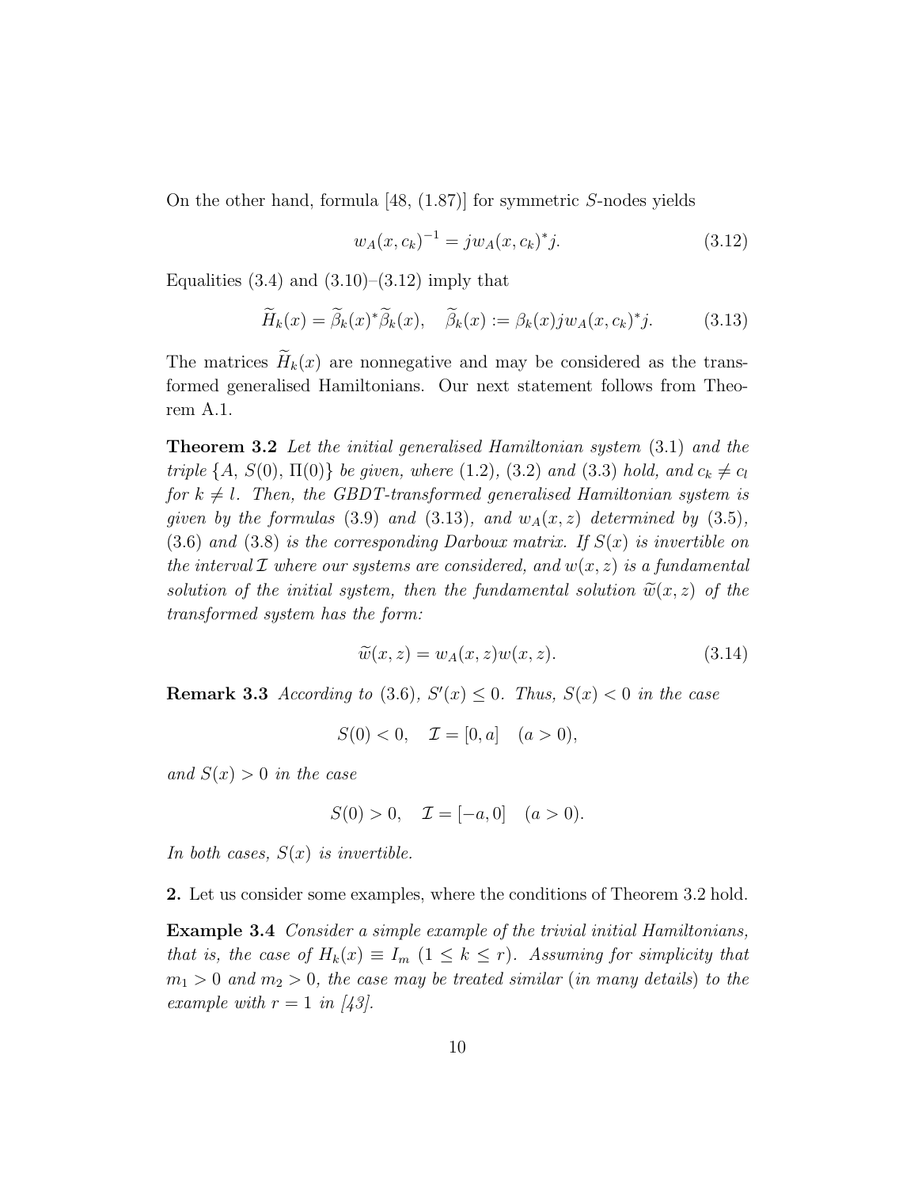On the other hand, formula [48, (1.87)] for symmetric $S$-nodes yields

$$w_A(x, c_k)^{-1} = j w_A(x, c_k)^* j. \tag{3.12}$$

Equalities (3.4) and (3.10)–(3.12) imply that

$$\widetilde{H}_k(x) = \widetilde{\beta}_k(x)^* \widetilde{\beta}_k(x), \quad \widetilde{\beta}_k(x) := \beta_k(x) j w_A(x, c_k)^* j. \tag{3.13}$$

The matrices $\widetilde{H}_k(x)$ are nonnegative and may be considered as the transformed generalised Hamiltonians. Our next statement follows from Theorem A.1.

**Theorem 3.2** *Let the initial generalised Hamiltonian system* (3.1) *and the triple* $\{A,\, S(0),\, \Pi(0)\}$ *be given, where* (1.2), (3.2) *and* (3.3) *hold, and* $c_k \neq c_l$ *for* $k \neq l$. *Then, the GBDT-transformed generalised Hamiltonian system is given by the formulas* (3.9) *and* (3.13), *and* $w_A(x, z)$ *determined by* (3.5), (3.6) *and* (3.8) *is the corresponding Darboux matrix. If* $S(x)$ *is invertible on the interval* $\mathcal{I}$ *where our systems are considered, and* $w(x, z)$ *is a fundamental solution of the initial system, then the fundamental solution* $\widetilde{w}(x, z)$ *of the transformed system has the form:*

$$\widetilde{w}(x, z) = w_A(x, z) w(x, z). \tag{3.14}$$

**Remark 3.3** *According to* (3.6), $S'(x) \leq 0$. *Thus,* $S(x) < 0$ *in the case*

$$S(0) < 0, \quad \mathcal{I} = [0, a] \quad (a > 0),$$

*and* $S(x) > 0$ *in the case*

$$S(0) > 0, \quad \mathcal{I} = [-a, 0] \quad (a > 0).$$

*In both cases,* $S(x)$ *is invertible.*

**2.** Let us consider some examples, where the conditions of Theorem 3.2 hold.

**Example 3.4** *Consider a simple example of the trivial initial Hamiltonians, that is, the case of* $H_k(x) \equiv I_m$ $(1 \leq k \leq r)$. *Assuming for simplicity that* $m_1 > 0$ *and* $m_2 > 0$, *the case may be treated similar* (*in many details*) *to the example with* $r = 1$ *in [43].*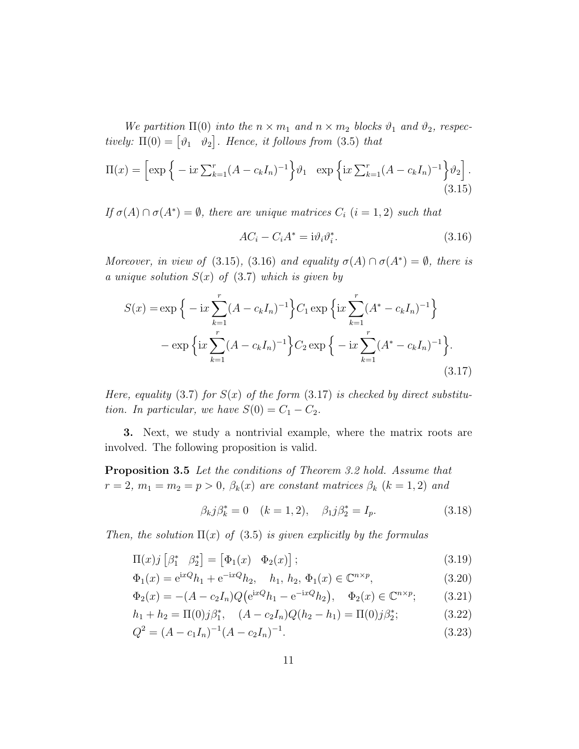*We partition $\Pi(0)$ into the $n \times m_1$ and $n \times m_2$ blocks $\vartheta_1$ and $\vartheta_2$, respectively: $\Pi(0) = \begin{bmatrix} \vartheta_1 & \vartheta_2 \end{bmatrix}$. Hence, it follows from (3.5) that*

$$\Pi(x) = \Big[\exp\Big\{ - \mathrm{i}x \textstyle\sum_{k=1}^{r}(A - c_k I_n)^{-1}\Big\}\vartheta_1 \quad \exp\Big\{\mathrm{i}x \textstyle\sum_{k=1}^{r}(A - c_k I_n)^{-1}\Big\}\vartheta_2\Big]. \tag{3.15}$$

*If $\sigma(A) \cap \sigma(A^*) = \emptyset$, there are unique matrices $C_i$ $(i = 1, 2)$ such that*

$$AC_i - C_i A^* = \mathrm{i}\vartheta_i \vartheta_i^*. \tag{3.16}$$

*Moreover, in view of (3.15), (3.16) and equality $\sigma(A) \cap \sigma(A^*) = \emptyset$, there is a unique solution $S(x)$ of (3.7) which is given by*

$$\begin{aligned} S(x) = & \exp\Big\{ - \mathrm{i}x \sum_{k=1}^{r}(A - c_k I_n)^{-1}\Big\} C_1 \exp\Big\{\mathrm{i}x \sum_{k=1}^{r}(A^* - c_k I_n)^{-1}\Big\} \\ & - \exp\Big\{\mathrm{i}x \sum_{k=1}^{r}(A - c_k I_n)^{-1}\Big\} C_2 \exp\Big\{ - \mathrm{i}x \sum_{k=1}^{r}(A^* - c_k I_n)^{-1}\Big\}. \end{aligned} \tag{3.17}$$

*Here, equality (3.7) for $S(x)$ of the form (3.17) is checked by direct substitution. In particular, we have $S(0) = C_1 - C_2$.*

**3.** Next, we study a nontrivial example, where the matrix roots are involved. The following proposition is valid.

**Proposition 3.5** *Let the conditions of Theorem 3.2 hold. Assume that $r = 2$, $m_1 = m_2 = p > 0$, $\beta_k(x)$ are constant matrices $\beta_k$ $(k = 1, 2)$ and*

$$\beta_k j \beta_k^* = 0 \quad (k = 1, 2), \quad \beta_1 j \beta_2^* = I_p. \tag{3.18}$$

*Then, the solution $\Pi(x)$ of (3.5) is given explicitly by the formulas*

$$\Pi(x) j \begin{bmatrix} \beta_1^* & \beta_2^* \end{bmatrix} = \begin{bmatrix} \Phi_1(x) & \Phi_2(x) \end{bmatrix}; \tag{3.19}$$

$$\Phi_1(x) = \mathrm{e}^{\mathrm{i}xQ} h_1 + \mathrm{e}^{-\mathrm{i}xQ} h_2, \quad h_1,\, h_2,\, \Phi_1(x) \in \mathbb{C}^{n \times p}, \tag{3.20}$$

$$\Phi_2(x) = -(A - c_2 I_n) Q \big(\mathrm{e}^{\mathrm{i}xQ} h_1 - \mathrm{e}^{-\mathrm{i}xQ} h_2\big), \quad \Phi_2(x) \in \mathbb{C}^{n \times p}; \tag{3.21}$$

$$h_1 + h_2 = \Pi(0) j \beta_1^*, \quad (A - c_2 I_n) Q (h_2 - h_1) = \Pi(0) j \beta_2^*; \tag{3.22}$$

$$Q^2 = (A - c_1 I_n)^{-1} (A - c_2 I_n)^{-1}. \tag{3.23}$$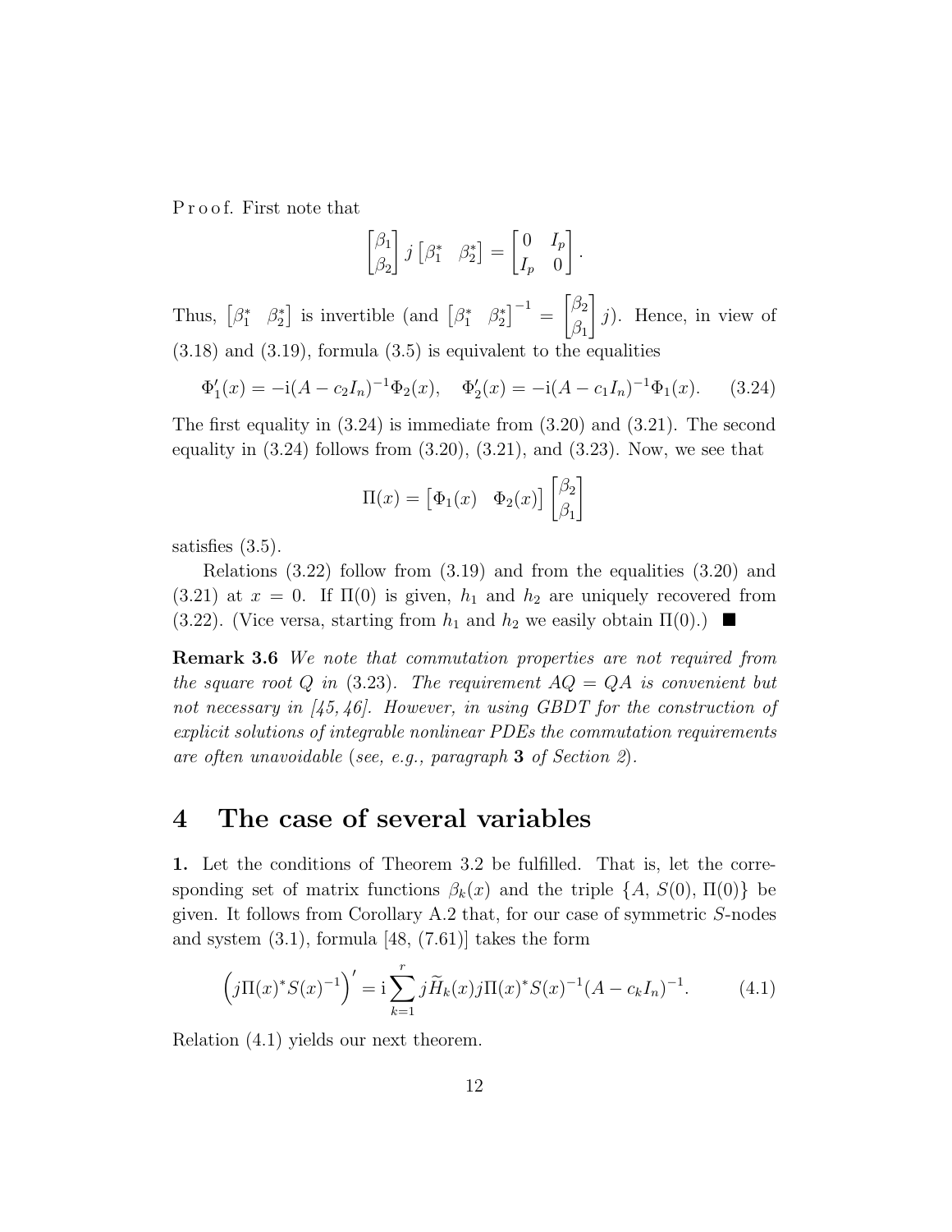P r o o f. First note that

$$\begin{bmatrix} \beta_1 \\ \beta_2 \end{bmatrix} j \begin{bmatrix} \beta_1^* & \beta_2^* \end{bmatrix} = \begin{bmatrix} 0 & I_p \\ I_p & 0 \end{bmatrix}.$$

Thus, $\begin{bmatrix} \beta_1^* & \beta_2^* \end{bmatrix}$ is invertible (and $\begin{bmatrix} \beta_1^* & \beta_2^* \end{bmatrix}^{-1} = \begin{bmatrix} \beta_2 \\ \beta_1 \end{bmatrix} j$). Hence, in view of (3.18) and (3.19), formula (3.5) is equivalent to the equalities

$$\Phi_1'(x) = -\mathrm{i}(A - c_2 I_n)^{-1}\Phi_2(x), \quad \Phi_2'(x) = -\mathrm{i}(A - c_1 I_n)^{-1}\Phi_1(x). \tag{3.24}$$

The first equality in (3.24) is immediate from (3.20) and (3.21). The second equality in (3.24) follows from (3.20), (3.21), and (3.23). Now, we see that

$$\Pi(x) = \begin{bmatrix} \Phi_1(x) & \Phi_2(x) \end{bmatrix} \begin{bmatrix} \beta_2 \\ \beta_1 \end{bmatrix}$$

satisfies (3.5).

Relations (3.22) follow from (3.19) and from the equalities (3.20) and (3.21) at $x = 0$. If $\Pi(0)$ is given, $h_1$ and $h_2$ are uniquely recovered from (3.22). (Vice versa, starting from $h_1$ and $h_2$ we easily obtain $\Pi(0)$.) ■

**Remark 3.6** *We note that commutation properties are not required from the square root $Q$ in* (3.23)*. The requirement $AQ = QA$ is convenient but not necessary in [45, 46]. However, in using GBDT for the construction of explicit solutions of integrable nonlinear PDEs the commutation requirements are often unavoidable* (*see, e.g., paragraph* **3** *of Section 2*).

# 4 The case of several variables

**1.** Let the conditions of Theorem 3.2 be fulfilled. That is, let the corresponding set of matrix functions $\beta_k(x)$ and the triple $\{A,\, S(0),\, \Pi(0)\}$ be given. It follows from Corollary A.2 that, for our case of symmetric $S$-nodes and system (3.1), formula [48, (7.61)] takes the form

$$\left(j\Pi(x)^* S(x)^{-1}\right)' = \mathrm{i}\sum_{k=1}^{r} j\widetilde{H}_k(x) j\Pi(x)^* S(x)^{-1}(A - c_k I_n)^{-1}. \tag{4.1}$$

Relation (4.1) yields our next theorem.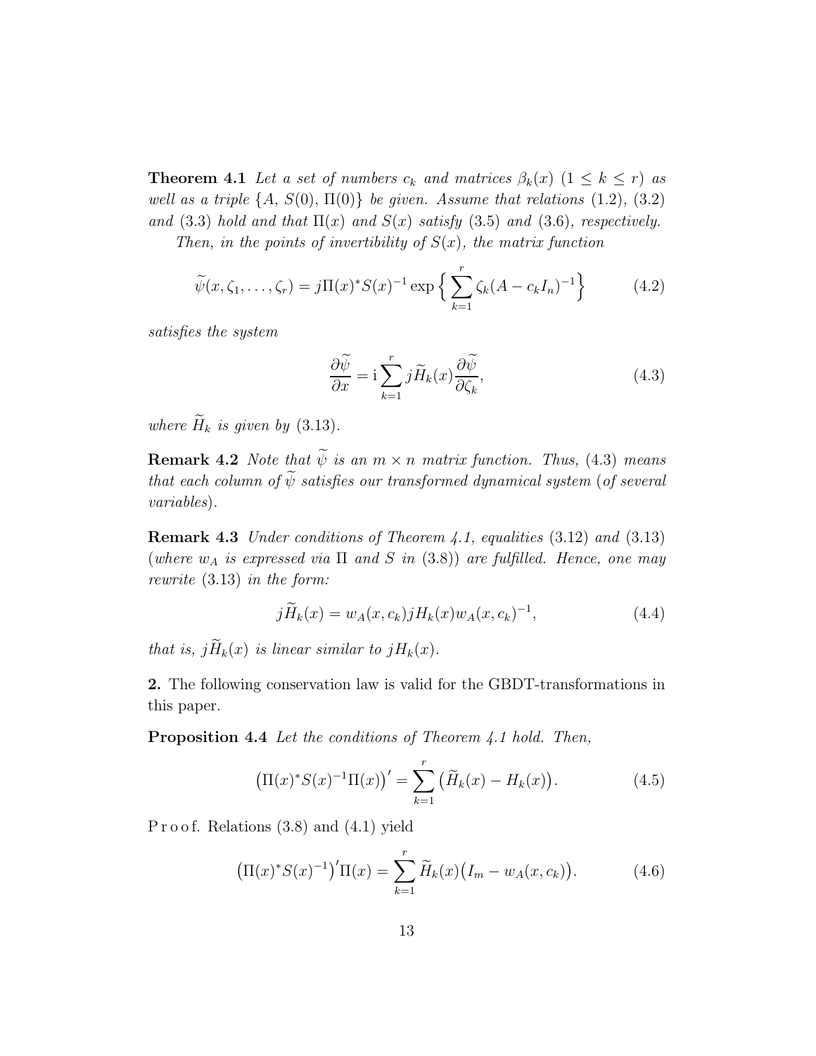**Theorem 4.1** *Let a set of numbers $c_k$ and matrices $\beta_k(x)$ $(1 \leq k \leq r)$ as well as a triple $\{A,\, S(0),\, \Pi(0)\}$ be given. Assume that relations* (1.2), (3.2) *and* (3.3) *hold and that $\Pi(x)$ and $S(x)$ satisfy* (3.5) *and* (3.6)*, respectively.*

*Then, in the points of invertibility of $S(x)$, the matrix function*

$$\widetilde{\psi}(x, \zeta_1, \ldots, \zeta_r) = j\Pi(x)^* S(x)^{-1} \exp\Big\{ \sum_{k=1}^{r} \zeta_k (A - c_k I_n)^{-1} \Big\} \tag{4.2}$$

*satisfies the system*

$$\frac{\partial \widetilde{\psi}}{\partial x} = \mathrm{i} \sum_{k=1}^{r} j\widetilde{H}_k(x) \frac{\partial \widetilde{\psi}}{\partial \zeta_k}, \tag{4.3}$$

*where $\widetilde{H}_k$ is given by* (3.13).

**Remark 4.2** *Note that $\widetilde{\psi}$ is an $m \times n$ matrix function. Thus,* (4.3) *means that each column of $\widetilde{\psi}$ satisfies our transformed dynamical system* (*of several variables*).

**Remark 4.3** *Under conditions of Theorem 4.1, equalities* (3.12) *and* (3.13) (*where $w_A$ is expressed via $\Pi$ and $S$ in* (3.8)) *are fulfilled. Hence, one may rewrite* (3.13) *in the form:*

$$j\widetilde{H}_k(x) = w_A(x, c_k) jH_k(x) w_A(x, c_k)^{-1}, \tag{4.4}$$

*that is, $j\widetilde{H}_k(x)$ is linear similar to $jH_k(x)$.*

**2.** The following conservation law is valid for the GBDT-transformations in this paper.

**Proposition 4.4** *Let the conditions of Theorem 4.1 hold. Then,*

$$\big(\Pi(x)^* S(x)^{-1} \Pi(x)\big)' = \sum_{k=1}^{r} \big(\widetilde{H}_k(x) - H_k(x)\big). \tag{4.5}$$

P r o o f. Relations (3.8) and (4.1) yield

$$\big(\Pi(x)^* S(x)^{-1}\big)' \Pi(x) = \sum_{k=1}^{r} \widetilde{H}_k(x) \big(I_m - w_A(x, c_k)\big). \tag{4.6}$$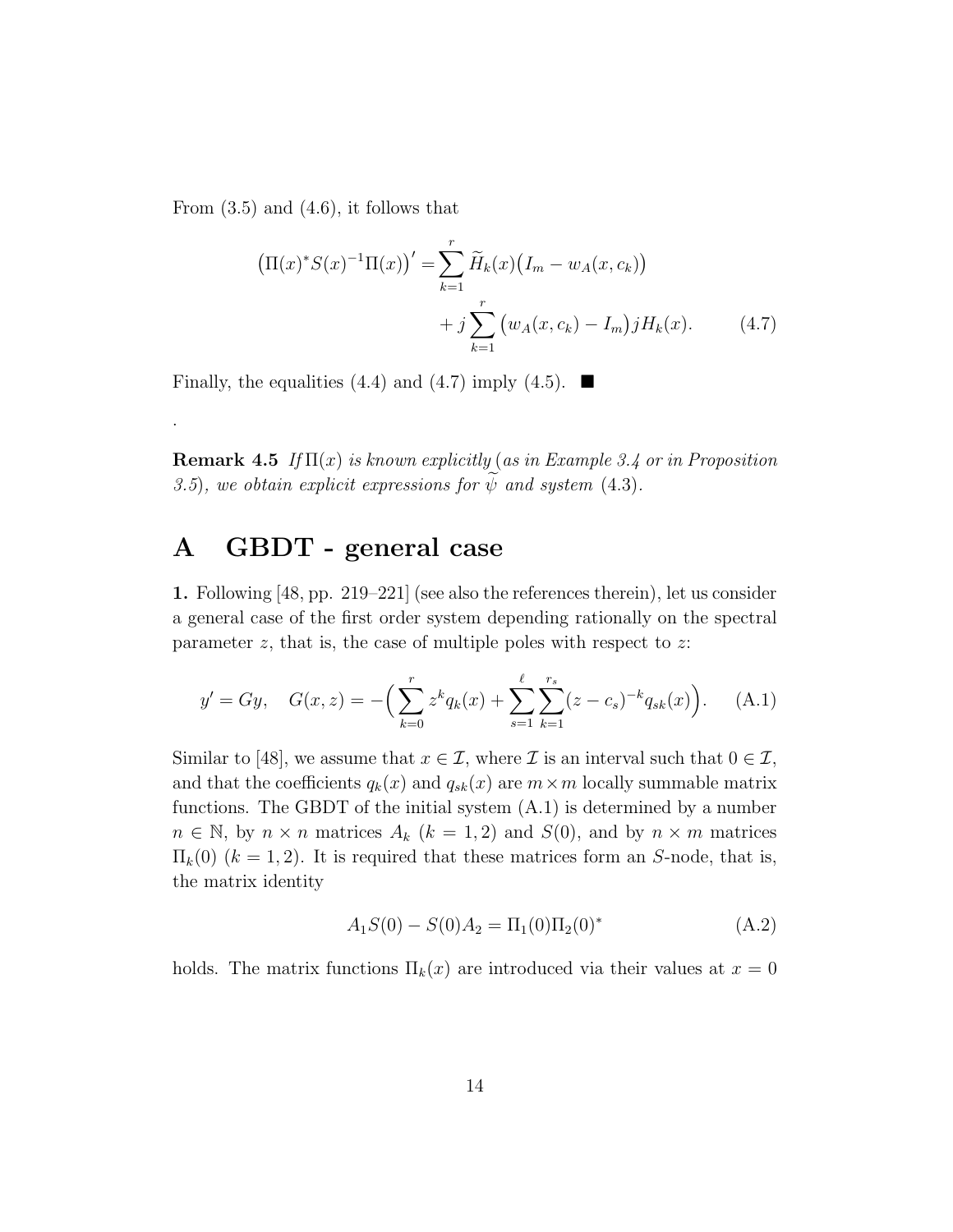From (3.5) and (4.6), it follows that

$$\big(\Pi(x)^* S(x)^{-1}\Pi(x)\big)' = \sum_{k=1}^{r} \widetilde{H}_k(x)\big(I_m - w_A(x,c_k)\big) + j\sum_{k=1}^{r}\big(w_A(x,c_k) - I_m\big)jH_k(x). \qquad (4.7)$$

Finally, the equalities (4.4) and (4.7) imply (4.5). ■

.

**Remark 4.5** *If* $\Pi(x)$ *is known explicitly (as in Example 3.4 or in Proposition 3.5), we obtain explicit expressions for* $\widetilde{\psi}$ *and system* (4.3).

# A GBDT - general case

**1.** Following [48, pp. 219–221] (see also the references therein), let us consider a general case of the first order system depending rationally on the spectral parameter $z$, that is, the case of multiple poles with respect to $z$:

$$y' = Gy, \quad G(x,z) = -\Big(\sum_{k=0}^{r} z^k q_k(x) + \sum_{s=1}^{\ell}\sum_{k=1}^{r_s}(z-c_s)^{-k}q_{sk}(x)\Big). \qquad (A.1)$$

Similar to [48], we assume that $x \in \mathcal{I}$, where $\mathcal{I}$ is an interval such that $0 \in \mathcal{I}$, and that the coefficients $q_k(x)$ and $q_{sk}(x)$ are $m\times m$ locally summable matrix functions. The GBDT of the initial system (A.1) is determined by a number $n \in \mathbb{N}$, by $n\times n$ matrices $A_k$ $(k=1,2)$ and $S(0)$, and by $n\times m$ matrices $\Pi_k(0)$ $(k=1,2)$. It is required that these matrices form an $S$-node, that is, the matrix identity

$$A_1S(0) - S(0)A_2 = \Pi_1(0)\Pi_2(0)^* \qquad (A.2)$$

holds. The matrix functions $\Pi_k(x)$ are introduced via their values at $x=0$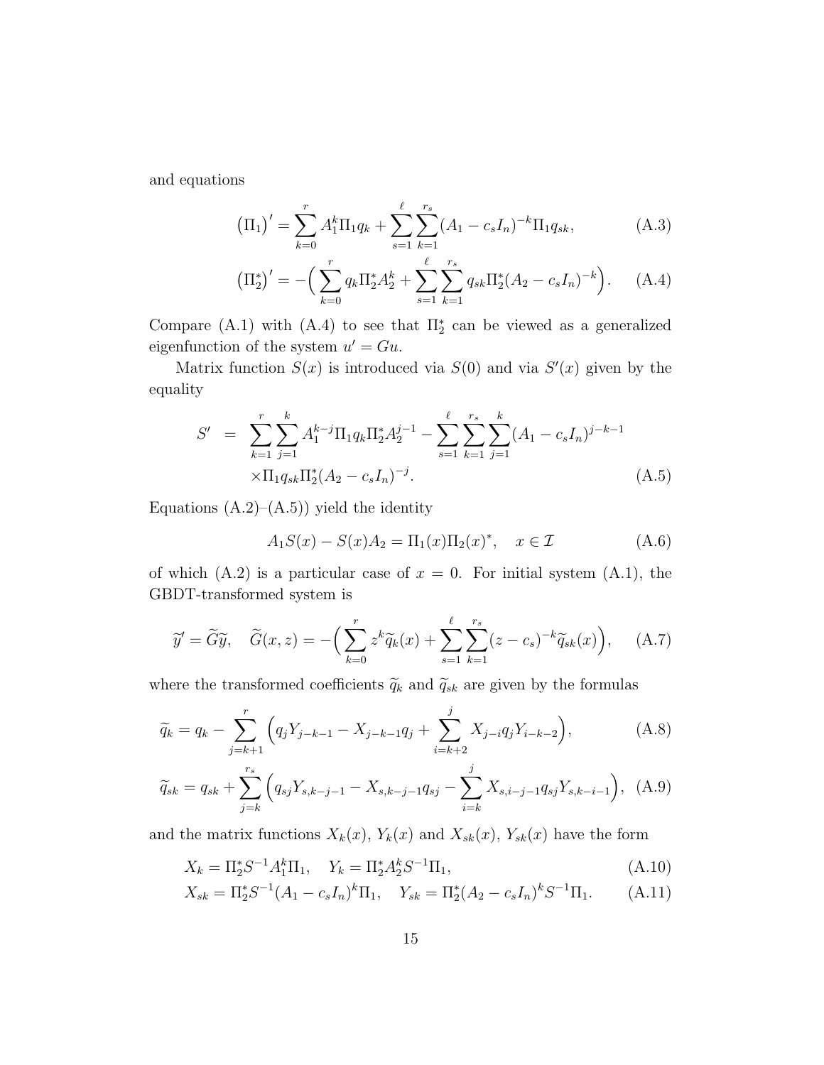and equations

$$\big(\Pi_1\big)' = \sum_{k=0}^{r} A_1^k \Pi_1 q_k + \sum_{s=1}^{\ell}\sum_{k=1}^{r_s} (A_1 - c_s I_n)^{-k}\Pi_1 q_{sk}, \tag{A.3}$$

$$\big(\Pi_2^*\big)' = -\Big(\sum_{k=0}^{r} q_k \Pi_2^* A_2^k + \sum_{s=1}^{\ell}\sum_{k=1}^{r_s} q_{sk}\Pi_2^*(A_2 - c_s I_n)^{-k}\Big). \tag{A.4}$$

Compare (A.1) with (A.4) to see that $\Pi_2^*$ can be viewed as a generalized eigenfunction of the system $u' = Gu$.

Matrix function $S(x)$ is introduced via $S(0)$ and via $S'(x)$ given by the equality

$$\begin{aligned} S' \;=\; & \sum_{k=1}^{r}\sum_{j=1}^{k} A_1^{k-j}\Pi_1 q_k \Pi_2^* A_2^{j-1} - \sum_{s=1}^{\ell}\sum_{k=1}^{r_s}\sum_{j=1}^{k} (A_1 - c_s I_n)^{j-k-1} \\ & \times \Pi_1 q_{sk}\Pi_2^*(A_2 - c_s I_n)^{-j}. \end{aligned} \tag{A.5}$$

Equations (A.2)–(A.5)) yield the identity

$$A_1 S(x) - S(x) A_2 = \Pi_1(x)\Pi_2(x)^*, \quad x \in \mathcal{I} \tag{A.6}$$

of which (A.2) is a particular case of $x = 0$. For initial system (A.1), the GBDT-transformed system is

$$\widetilde{y}' = \widetilde{G}\widetilde{y}, \quad \widetilde{G}(x,z) = -\Big(\sum_{k=0}^{r} z^k \widetilde{q}_k(x) + \sum_{s=1}^{\ell}\sum_{k=1}^{r_s} (z - c_s)^{-k}\widetilde{q}_{sk}(x)\Big), \tag{A.7}$$

where the transformed coefficients $\widetilde{q}_k$ and $\widetilde{q}_{sk}$ are given by the formulas

$$\widetilde{q}_k = q_k - \sum_{j=k+1}^{r}\Big(q_j Y_{j-k-1} - X_{j-k-1} q_j + \sum_{i=k+2}^{j} X_{j-i} q_j Y_{i-k-2}\Big), \tag{A.8}$$

$$\widetilde{q}_{sk} = q_{sk} + \sum_{j=k}^{r_s}\Big(q_{sj} Y_{s,k-j-1} - X_{s,k-j-1} q_{sj} - \sum_{i=k}^{j} X_{s,i-j-1} q_{sj} Y_{s,k-i-1}\Big), \tag{A.9}$$

and the matrix functions $X_k(x)$, $Y_k(x)$ and $X_{sk}(x)$, $Y_{sk}(x)$ have the form

$$X_k = \Pi_2^* S^{-1} A_1^k \Pi_1, \quad Y_k = \Pi_2^* A_2^k S^{-1}\Pi_1, \tag{A.10}$$

$$X_{sk} = \Pi_2^* S^{-1}(A_1 - c_s I_n)^k \Pi_1, \quad Y_{sk} = \Pi_2^*(A_2 - c_s I_n)^k S^{-1}\Pi_1. \tag{A.11}$$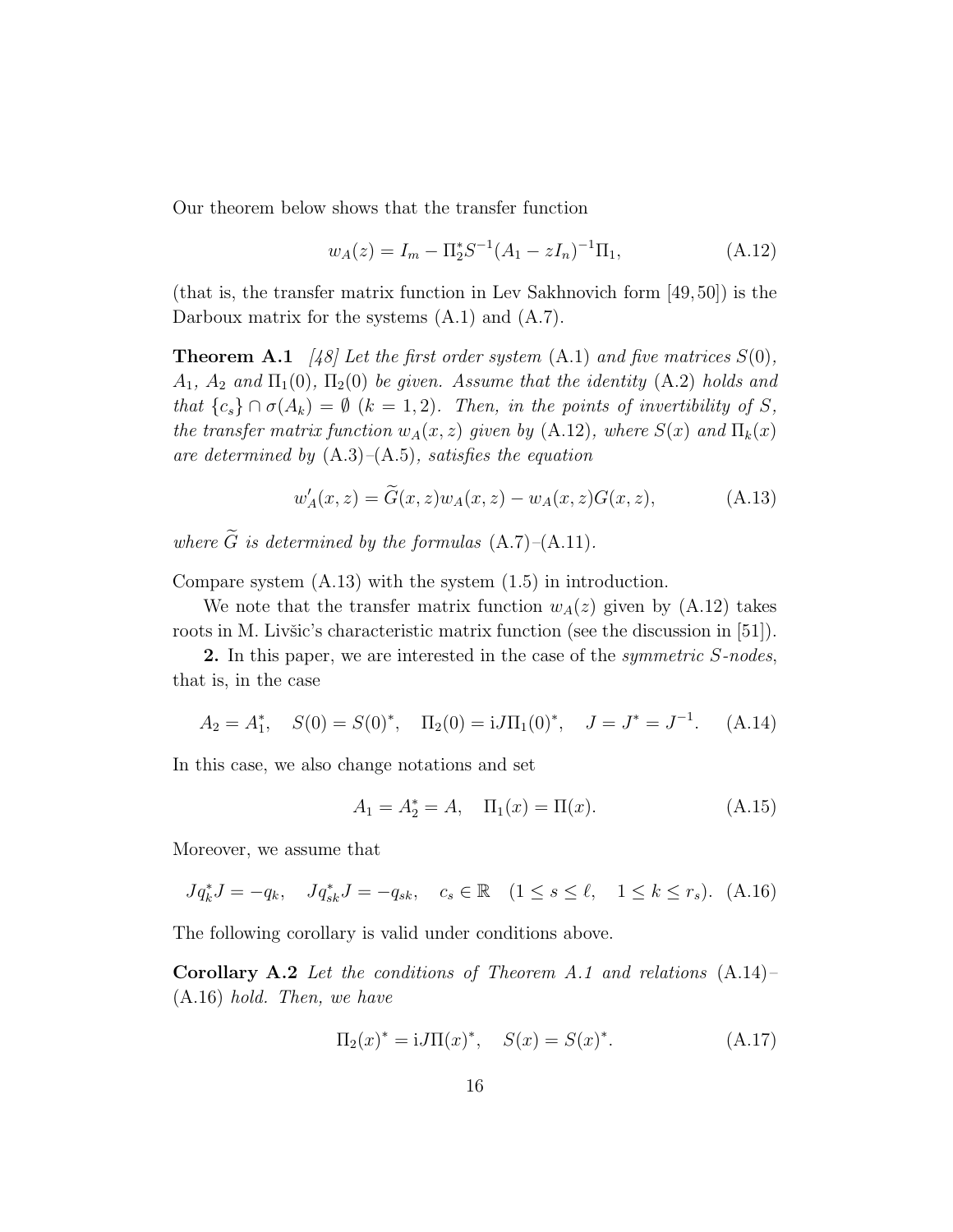Our theorem below shows that the transfer function

$$w_A(z) = I_m - \Pi_2^* S^{-1}(A_1 - zI_n)^{-1}\Pi_1, \tag{A.12}$$

(that is, the transfer matrix function in Lev Sakhnovich form [49, 50]) is the Darboux matrix for the systems (A.1) and (A.7).

**Theorem A.1** *[48] Let the first order system* (A.1) *and five matrices* $S(0)$*,* $A_1$*,* $A_2$ *and* $\Pi_1(0)$*,* $\Pi_2(0)$ *be given. Assume that the identity* (A.2) *holds and that* $\{c_s\} \cap \sigma(A_k) = \emptyset$ $(k = 1, 2)$*. Then, in the points of invertibility of* $S$*, the transfer matrix function* $w_A(x, z)$ *given by* (A.12)*, where* $S(x)$ *and* $\Pi_k(x)$ *are determined by* (A.3)*–*(A.5)*, satisfies the equation*

$$w_A'(x, z) = \widetilde{G}(x, z)w_A(x, z) - w_A(x, z)G(x, z), \tag{A.13}$$

*where* $\widetilde{G}$ *is determined by the formulas* (A.7)*–*(A.11)*.*

Compare system (A.13) with the system (1.5) in introduction.

We note that the transfer matrix function $w_A(z)$ given by (A.12) takes roots in M. Livšic's characteristic matrix function (see the discussion in [51]).

**2.** In this paper, we are interested in the case of the *symmetric S-nodes*, that is, in the case

$$A_2 = A_1^*, \quad S(0) = S(0)^*, \quad \Pi_2(0) = \mathrm{i}J\Pi_1(0)^*, \quad J = J^* = J^{-1}. \tag{A.14}$$

In this case, we also change notations and set

$$A_1 = A_2^* = A, \quad \Pi_1(x) = \Pi(x). \tag{A.15}$$

Moreover, we assume that

$$Jq_k^*J = -q_k, \quad Jq_{sk}^*J = -q_{sk}, \quad c_s \in \mathbb{R} \quad (1 \le s \le \ell, \quad 1 \le k \le r_s). \tag{A.16}$$

The following corollary is valid under conditions above.

**Corollary A.2** *Let the conditions of Theorem A.1 and relations* (A.14)*–*(A.16) *hold. Then, we have*

$$\Pi_2(x)^* = \mathrm{i}J\Pi(x)^*, \quad S(x) = S(x)^*. \tag{A.17}$$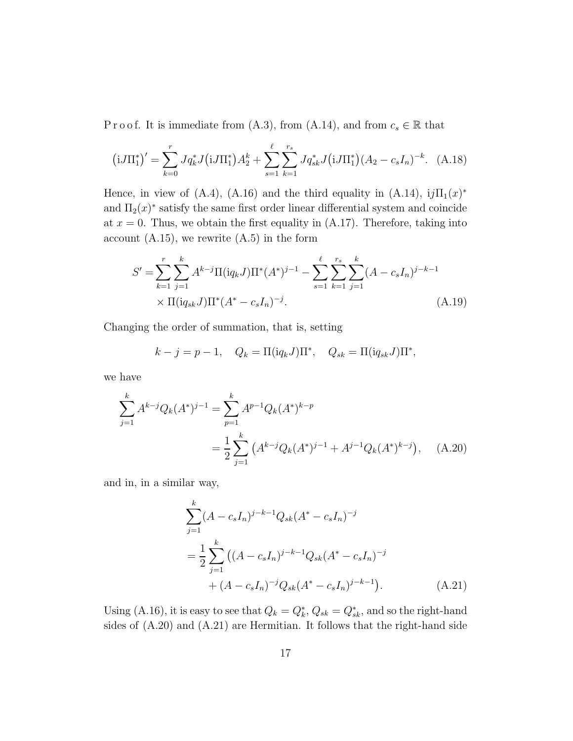P r o o f. It is immediate from (A.3), from (A.14), and from $c_s \in \mathbb{R}$ that

$$\big(\mathrm{i}J\Pi_1^*\big)' = \sum_{k=0}^{r} Jq_k^* J\big(\mathrm{i}J\Pi_1^*\big)A_2^k + \sum_{s=1}^{\ell}\sum_{k=1}^{r_s} Jq_{sk}^* J\big(\mathrm{i}J\Pi_1^*\big)(A_2 - c_s I_n)^{-k}. \quad \text{(A.18)}$$

Hence, in view of (A.4), (A.16) and the third equality in (A.14), $\mathrm{i}j\Pi_1(x)^*$ and $\Pi_2(x)^*$ satisfy the same first order linear differential system and coincide at $x = 0$. Thus, we obtain the first equality in (A.17). Therefore, taking into account (A.15), we rewrite (A.5) in the form

$$\begin{aligned} S' = &\sum_{k=1}^{r}\sum_{j=1}^{k} A^{k-j}\Pi(\mathrm{i}q_k J)\Pi^*(A^*)^{j-1} - \sum_{s=1}^{\ell}\sum_{k=1}^{r_s}\sum_{j=1}^{k}(A - c_s I_n)^{j-k-1} \\ &\times \Pi(\mathrm{i}q_{sk}J)\Pi^*(A^* - c_s I_n)^{-j}. \end{aligned} \quad \text{(A.19)}$$

Changing the order of summation, that is, setting

$$k - j = p - 1, \quad Q_k = \Pi(\mathrm{i}q_k J)\Pi^*, \quad Q_{sk} = \Pi(\mathrm{i}q_{sk}J)\Pi^*,$$

we have

$$\begin{aligned} \sum_{j=1}^{k} A^{k-j}Q_k(A^*)^{j-1} &= \sum_{p=1}^{k} A^{p-1}Q_k(A^*)^{k-p} \\ &= \frac{1}{2}\sum_{j=1}^{k}\big(A^{k-j}Q_k(A^*)^{j-1} + A^{j-1}Q_k(A^*)^{k-j}\big), \end{aligned} \quad \text{(A.20)}$$

and in, in a similar way,

$$\begin{aligned} &\sum_{j=1}^{k}(A - c_s I_n)^{j-k-1}Q_{sk}(A^* - c_s I_n)^{-j} \\ &= \frac{1}{2}\sum_{j=1}^{k}\big((A - c_s I_n)^{j-k-1}Q_{sk}(A^* - c_s I_n)^{-j} \\ &\qquad + (A - c_s I_n)^{-j}Q_{sk}(A^* - c_s I_n)^{j-k-1}\big). \end{aligned} \quad \text{(A.21)}$$

Using (A.16), it is easy to see that $Q_k = Q_k^*$, $Q_{sk} = Q_{sk}^*$, and so the right-hand sides of (A.20) and (A.21) are Hermitian. It follows that the right-hand side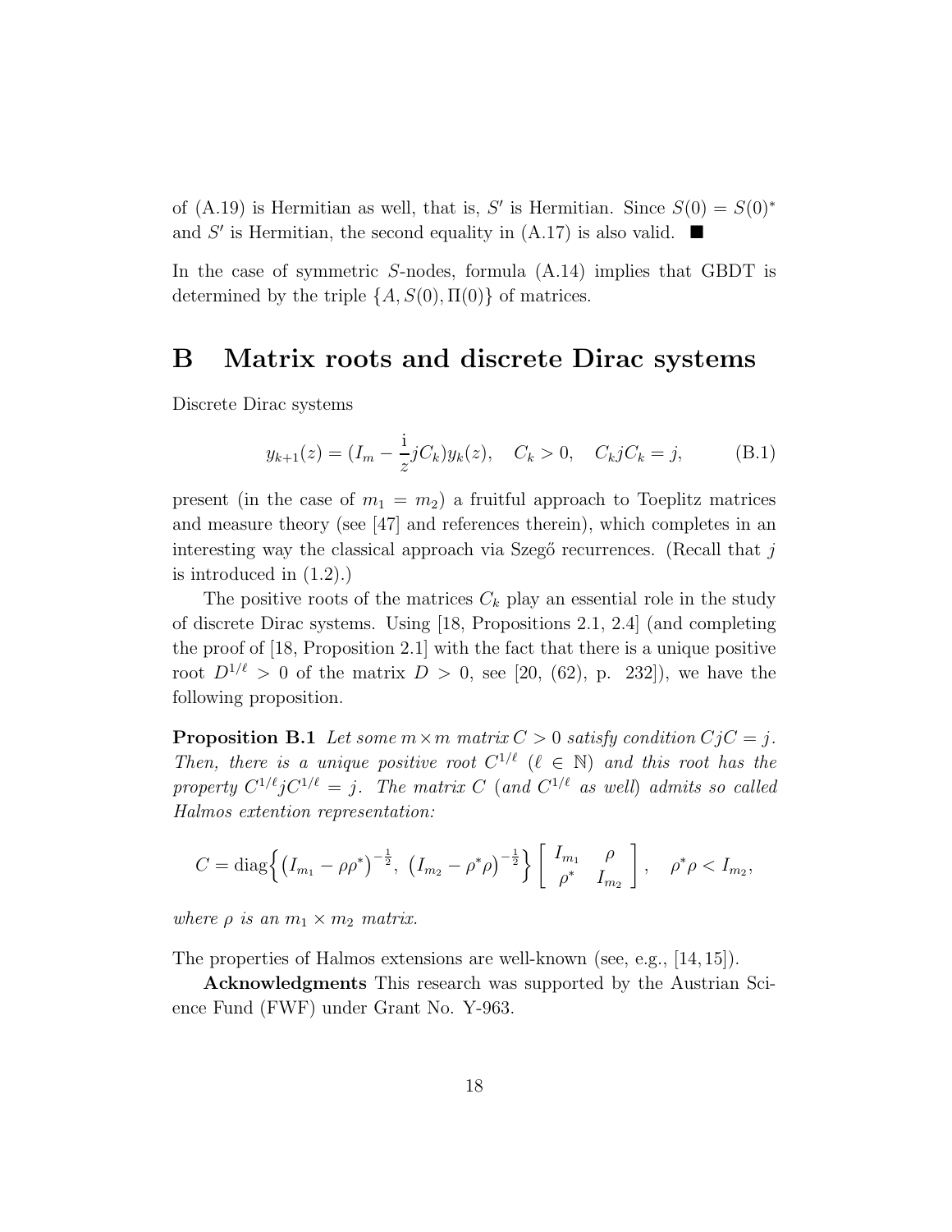of (A.19) is Hermitian as well, that is, $S'$ is Hermitian. Since $S(0) = S(0)^*$ and $S'$ is Hermitian, the second equality in (A.17) is also valid. ■

In the case of symmetric $S$-nodes, formula (A.14) implies that GBDT is determined by the triple $\{A, S(0), \Pi(0)\}$ of matrices.

# B Matrix roots and discrete Dirac systems

Discrete Dirac systems

$$y_{k+1}(z) = (I_m - \frac{\mathrm{i}}{z} jC_k)y_k(z), \quad C_k > 0, \quad C_k jC_k = j, \tag{B.1}$$

present (in the case of $m_1 = m_2$) a fruitful approach to Toeplitz matrices and measure theory (see [47] and references therein), which completes in an interesting way the classical approach via Szegő recurrences. (Recall that $j$ is introduced in (1.2).)

The positive roots of the matrices $C_k$ play an essential role in the study of discrete Dirac systems. Using [18, Propositions 2.1, 2.4] (and completing the proof of [18, Proposition 2.1] with the fact that there is a unique positive root $D^{1/\ell} > 0$ of the matrix $D > 0$, see [20, (62), p. 232]), we have the following proposition.

**Proposition B.1** *Let some $m \times m$ matrix $C > 0$ satisfy condition $CjC = j$. Then, there is a unique positive root $C^{1/\ell}$ ($\ell \in \mathbb{N}$) and this root has the property $C^{1/\ell} jC^{1/\ell} = j$. The matrix $C$ (and $C^{1/\ell}$ as well) admits so called Halmos extention representation:*

$$C = \mathrm{diag}\Big\{ \big(I_{m_1} - \rho\rho^*\big)^{-\frac{1}{2}}, \ \big(I_{m_2} - \rho^*\rho\big)^{-\frac{1}{2}} \Big\} \begin{bmatrix} I_{m_1} & \rho \\ \rho^* & I_{m_2} \end{bmatrix}, \quad \rho^*\rho < I_{m_2},$$

*where $\rho$ is an $m_1 \times m_2$ matrix.*

The properties of Halmos extensions are well-known (see, e.g., [14, 15]).

**Acknowledgments** This research was supported by the Austrian Science Fund (FWF) under Grant No. Y-963.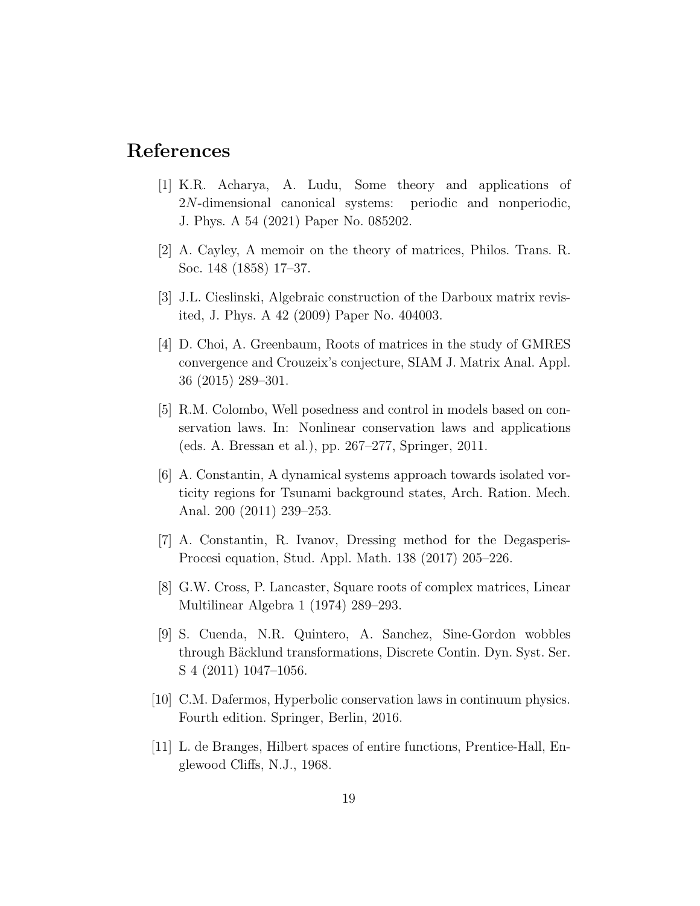# References

[1] K.R. Acharya, A. Ludu, Some theory and applications of $2N$-dimensional canonical systems: periodic and nonperiodic, J. Phys. A 54 (2021) Paper No. 085202.

[2] A. Cayley, A memoir on the theory of matrices, Philos. Trans. R. Soc. 148 (1858) 17–37.

[3] J.L. Cieslinski, Algebraic construction of the Darboux matrix revisited, J. Phys. A 42 (2009) Paper No. 404003.

[4] D. Choi, A. Greenbaum, Roots of matrices in the study of GMRES convergence and Crouzeix's conjecture, SIAM J. Matrix Anal. Appl. 36 (2015) 289–301.

[5] R.M. Colombo, Well posedness and control in models based on conservation laws. In: Nonlinear conservation laws and applications (eds. A. Bressan et al.), pp. 267–277, Springer, 2011.

[6] A. Constantin, A dynamical systems approach towards isolated vorticity regions for Tsunami background states, Arch. Ration. Mech. Anal. 200 (2011) 239–253.

[7] A. Constantin, R. Ivanov, Dressing method for the Degasperis-Procesi equation, Stud. Appl. Math. 138 (2017) 205–226.

[8] G.W. Cross, P. Lancaster, Square roots of complex matrices, Linear Multilinear Algebra 1 (1974) 289–293.

[9] S. Cuenda, N.R. Quintero, A. Sanchez, Sine-Gordon wobbles through Bäcklund transformations, Discrete Contin. Dyn. Syst. Ser. S 4 (2011) 1047–1056.

[10] C.M. Dafermos, Hyperbolic conservation laws in continuum physics. Fourth edition. Springer, Berlin, 2016.

[11] L. de Branges, Hilbert spaces of entire functions, Prentice-Hall, Englewood Cliffs, N.J., 1968.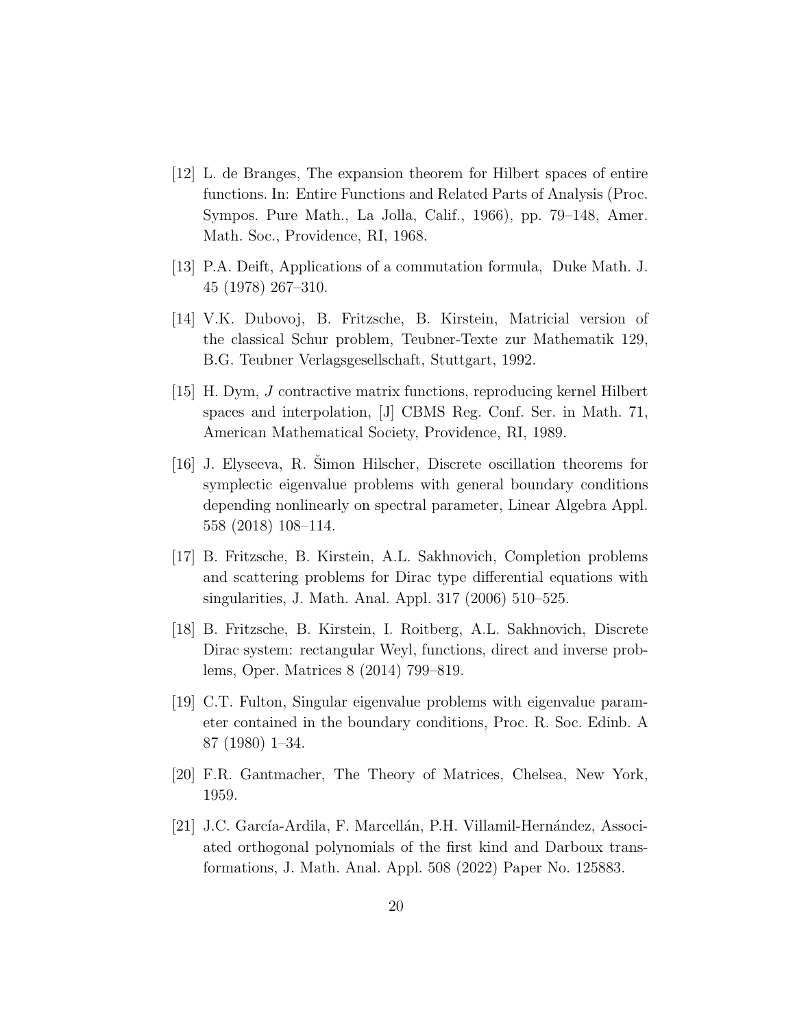[12] L. de Branges, The expansion theorem for Hilbert spaces of entire functions. In: Entire Functions and Related Parts of Analysis (Proc. Sympos. Pure Math., La Jolla, Calif., 1966), pp. 79–148, Amer. Math. Soc., Providence, RI, 1968.

[13] P.A. Deift, Applications of a commutation formula, Duke Math. J. 45 (1978) 267–310.

[14] V.K. Dubovoj, B. Fritzsche, B. Kirstein, Matricial version of the classical Schur problem, Teubner-Texte zur Mathematik 129, B.G. Teubner Verlagsgesellschaft, Stuttgart, 1992.

[15] H. Dym, $J$ contractive matrix functions, reproducing kernel Hilbert spaces and interpolation, [J] CBMS Reg. Conf. Ser. in Math. 71, American Mathematical Society, Providence, RI, 1989.

[16] J. Elyseeva, R. Šimon Hilscher, Discrete oscillation theorems for symplectic eigenvalue problems with general boundary conditions depending nonlinearly on spectral parameter, Linear Algebra Appl. 558 (2018) 108–114.

[17] B. Fritzsche, B. Kirstein, A.L. Sakhnovich, Completion problems and scattering problems for Dirac type differential equations with singularities, J. Math. Anal. Appl. 317 (2006) 510–525.

[18] B. Fritzsche, B. Kirstein, I. Roitberg, A.L. Sakhnovich, Discrete Dirac system: rectangular Weyl, functions, direct and inverse problems, Oper. Matrices 8 (2014) 799–819.

[19] C.T. Fulton, Singular eigenvalue problems with eigenvalue parameter contained in the boundary conditions, Proc. R. Soc. Edinb. A 87 (1980) 1–34.

[20] F.R. Gantmacher, The Theory of Matrices, Chelsea, New York, 1959.

[21] J.C. García-Ardila, F. Marcellán, P.H. Villamil-Hernández, Associated orthogonal polynomials of the first kind and Darboux transformations, J. Math. Anal. Appl. 508 (2022) Paper No. 125883.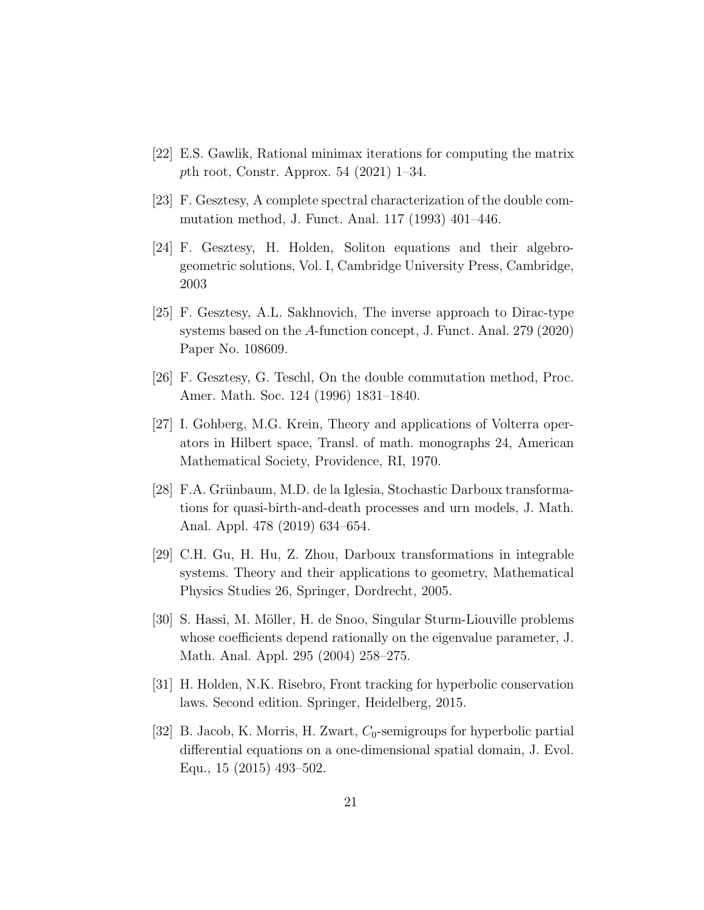[22] E.S. Gawlik, Rational minimax iterations for computing the matrix $p$th root, Constr. Approx. 54 (2021) 1–34.

[23] F. Gesztesy, A complete spectral characterization of the double commutation method, J. Funct. Anal. 117 (1993) 401–446.

[24] F. Gesztesy, H. Holden, Soliton equations and their algebro-geometric solutions, Vol. I, Cambridge University Press, Cambridge, 2003

[25] F. Gesztesy, A.L. Sakhnovich, The inverse approach to Dirac-type systems based on the $A$-function concept, J. Funct. Anal. 279 (2020) Paper No. 108609.

[26] F. Gesztesy, G. Teschl, On the double commutation method, Proc. Amer. Math. Soc. 124 (1996) 1831–1840.

[27] I. Gohberg, M.G. Krein, Theory and applications of Volterra operators in Hilbert space, Transl. of math. monographs 24, American Mathematical Society, Providence, RI, 1970.

[28] F.A. Grünbaum, M.D. de la Iglesia, Stochastic Darboux transformations for quasi-birth-and-death processes and urn models, J. Math. Anal. Appl. 478 (2019) 634–654.

[29] C.H. Gu, H. Hu, Z. Zhou, Darboux transformations in integrable systems. Theory and their applications to geometry, Mathematical Physics Studies 26, Springer, Dordrecht, 2005.

[30] S. Hassi, M. Möller, H. de Snoo, Singular Sturm-Liouville problems whose coefficients depend rationally on the eigenvalue parameter, J. Math. Anal. Appl. 295 (2004) 258–275.

[31] H. Holden, N.K. Risebro, Front tracking for hyperbolic conservation laws. Second edition. Springer, Heidelberg, 2015.

[32] B. Jacob, K. Morris, H. Zwart, $C_0$-semigroups for hyperbolic partial differential equations on a one-dimensional spatial domain, J. Evol. Equ., 15 (2015) 493–502.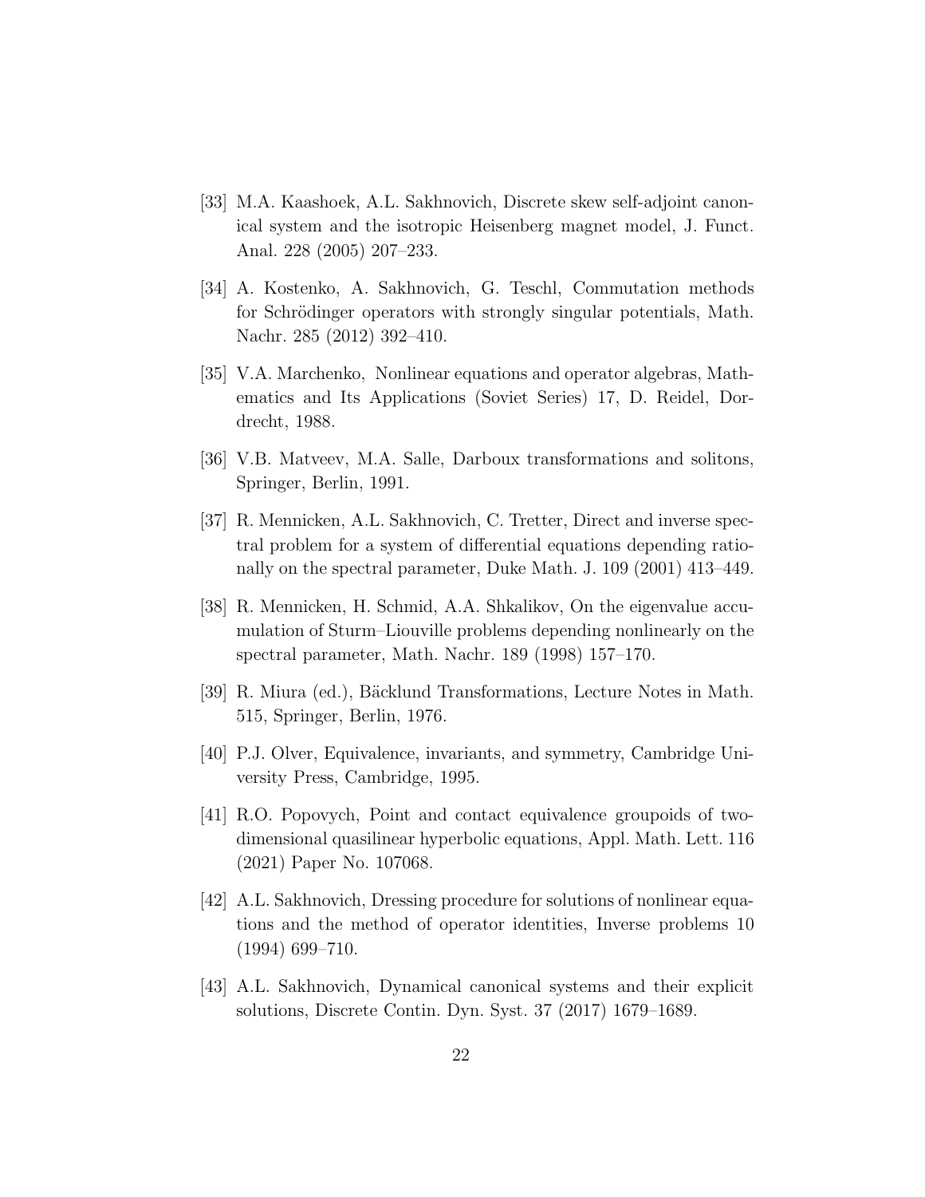[33] M.A. Kaashoek, A.L. Sakhnovich, Discrete skew self-adjoint canonical system and the isotropic Heisenberg magnet model, J. Funct. Anal. 228 (2005) 207–233.

[34] A. Kostenko, A. Sakhnovich, G. Teschl, Commutation methods for Schrödinger operators with strongly singular potentials, Math. Nachr. 285 (2012) 392–410.

[35] V.A. Marchenko, Nonlinear equations and operator algebras, Mathematics and Its Applications (Soviet Series) 17, D. Reidel, Dordrecht, 1988.

[36] V.B. Matveev, M.A. Salle, Darboux transformations and solitons, Springer, Berlin, 1991.

[37] R. Mennicken, A.L. Sakhnovich, C. Tretter, Direct and inverse spectral problem for a system of differential equations depending rationally on the spectral parameter, Duke Math. J. 109 (2001) 413–449.

[38] R. Mennicken, H. Schmid, A.A. Shkalikov, On the eigenvalue accumulation of Sturm–Liouville problems depending nonlinearly on the spectral parameter, Math. Nachr. 189 (1998) 157–170.

[39] R. Miura (ed.), Bäcklund Transformations, Lecture Notes in Math. 515, Springer, Berlin, 1976.

[40] P.J. Olver, Equivalence, invariants, and symmetry, Cambridge University Press, Cambridge, 1995.

[41] R.O. Popovych, Point and contact equivalence groupoids of two-dimensional quasilinear hyperbolic equations, Appl. Math. Lett. 116 (2021) Paper No. 107068.

[42] A.L. Sakhnovich, Dressing procedure for solutions of nonlinear equations and the method of operator identities, Inverse problems 10 (1994) 699–710.

[43] A.L. Sakhnovich, Dynamical canonical systems and their explicit solutions, Discrete Contin. Dyn. Syst. 37 (2017) 1679–1689.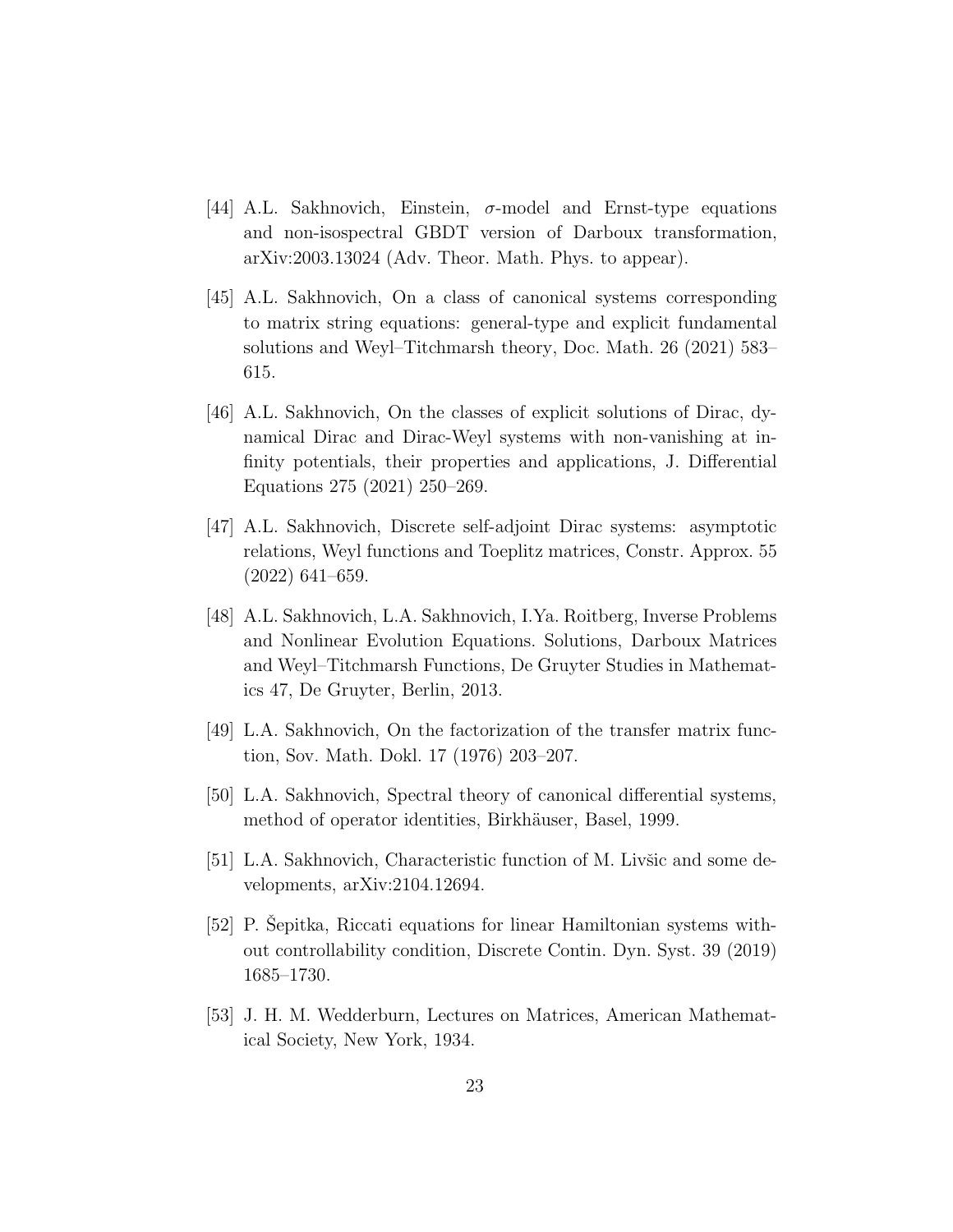[44] A.L. Sakhnovich, Einstein, $\sigma$-model and Ernst-type equations and non-isospectral GBDT version of Darboux transformation, arXiv:2003.13024 (Adv. Theor. Math. Phys. to appear).

[45] A.L. Sakhnovich, On a class of canonical systems corresponding to matrix string equations: general-type and explicit fundamental solutions and Weyl–Titchmarsh theory, Doc. Math. 26 (2021) 583–615.

[46] A.L. Sakhnovich, On the classes of explicit solutions of Dirac, dynamical Dirac and Dirac-Weyl systems with non-vanishing at infinity potentials, their properties and applications, J. Differential Equations 275 (2021) 250–269.

[47] A.L. Sakhnovich, Discrete self-adjoint Dirac systems: asymptotic relations, Weyl functions and Toeplitz matrices, Constr. Approx. 55 (2022) 641–659.

[48] A.L. Sakhnovich, L.A. Sakhnovich, I.Ya. Roitberg, Inverse Problems and Nonlinear Evolution Equations. Solutions, Darboux Matrices and Weyl–Titchmarsh Functions, De Gruyter Studies in Mathematics 47, De Gruyter, Berlin, 2013.

[49] L.A. Sakhnovich, On the factorization of the transfer matrix function, Sov. Math. Dokl. 17 (1976) 203–207.

[50] L.A. Sakhnovich, Spectral theory of canonical differential systems, method of operator identities, Birkhäuser, Basel, 1999.

[51] L.A. Sakhnovich, Characteristic function of M. Livšic and some developments, arXiv:2104.12694.

[52] P. Šepitka, Riccati equations for linear Hamiltonian systems without controllability condition, Discrete Contin. Dyn. Syst. 39 (2019) 1685–1730.

[53] J. H. M. Wedderburn, Lectures on Matrices, American Mathematical Society, New York, 1934.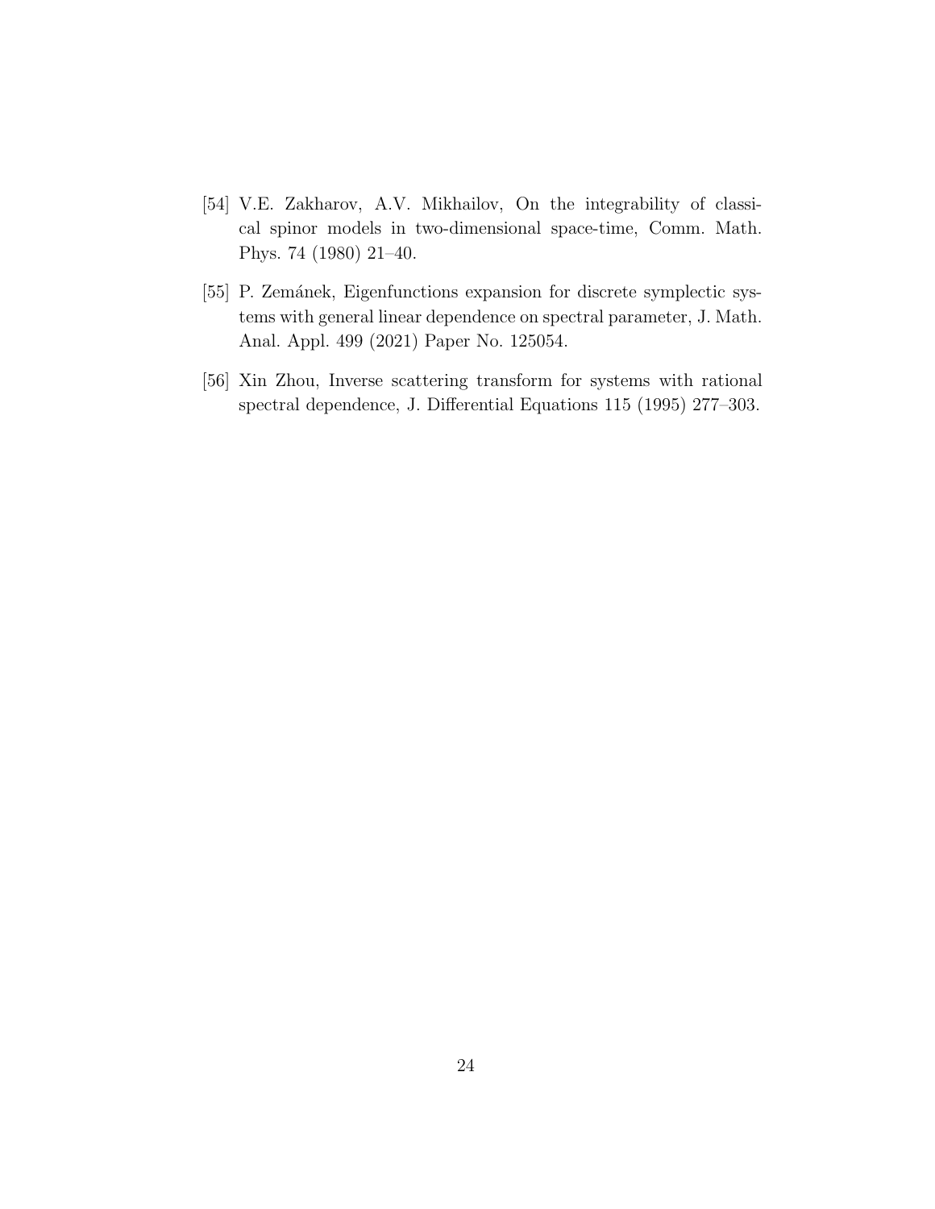[54] V.E. Zakharov, A.V. Mikhailov, On the integrability of classical spinor models in two-dimensional space-time, Comm. Math. Phys. 74 (1980) 21–40.

[55] P. Zemánek, Eigenfunctions expansion for discrete symplectic systems with general linear dependence on spectral parameter, J. Math. Anal. Appl. 499 (2021) Paper No. 125054.

[56] Xin Zhou, Inverse scattering transform for systems with rational spectral dependence, J. Differential Equations 115 (1995) 277–303.